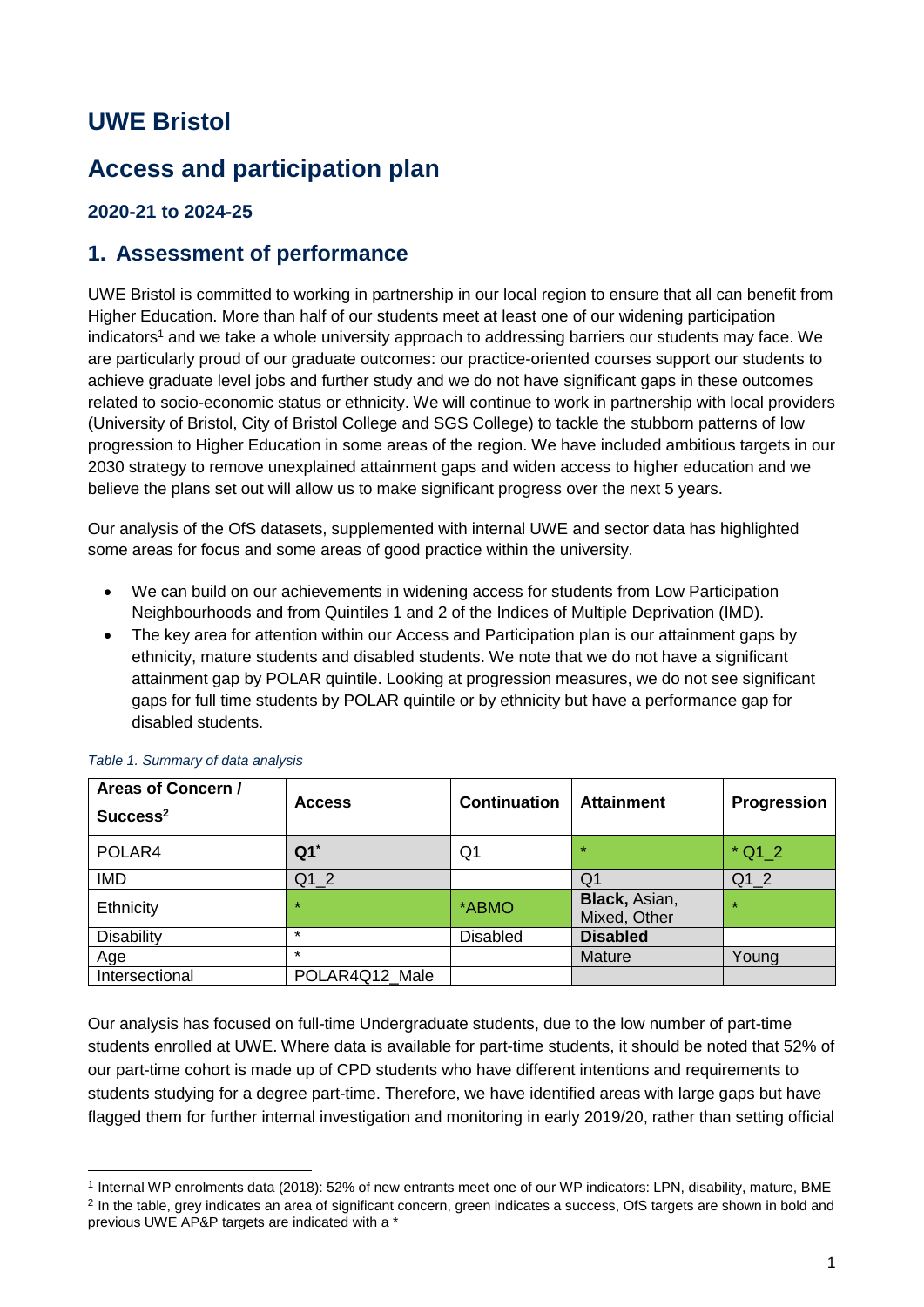# UWE Bristol

# Access and participation plan

### 2020-21 to 2024-25

## 1. Assessment of performance

UWE Bristol is committed to working in partnership in our local region to ensure that all can benefit from Higher Education. More than half of our students meet at least one of our widening participation indicators[1] and we take a whole university approach to addressing barriers our students may face. We are particularly proud of our graduate outcomes: our practice-oriented courses support our students to achieve graduate level jobs and further study and we do not have significant gaps in these outcomes related to socio-economic status or ethnicity. We will continue to work in partnership with local providers (University of Bristol, City of Bristol College and SGS College) to tackle the stubborn patterns of low progression to Higher Education in some areas of the region. We have included ambitious targets in our 2030 strategy to remove unexplained attainment gaps and widen access to higher education and we believe the plans set out will allow us to make significant progress over the next 5 years.

Our analysis of the OfS datasets, supplemented with internal UWE and sector data has highlighted some areas for focus and some areas of good practice within the university.

- We can build on our achievements in widening access for students from Low Participation Neighbourhoods and from Quintiles 1 and 2 of the Indices of Multiple Deprivation (IMD).
- The key area for attention within our Access and Participation plan is our attainment gaps by ethnicity, mature students and disabled students. We note that we do not have a significant attainment gap by POLAR quintile. Looking at progression measures, we do not see significant gaps for full time students by POLAR quintile or by ethnicity but have a performance gap for disabled students.

*Table 1. Summary of data analysis*

| Areas of Concern / Success[2] | Access | Continuation | Attainment | Progression |
|---|---|---|---|---|
| POLAR4 | **Q1***  | Q1 | * | * Q1_2 |
| IMD | Q1_2 | | Q1 | Q1_2 |
| Ethnicity | * | *ABMO | **Black,** Asian, Mixed, Other | * |
| Disability | * | Disabled | **Disabled** | |
| Age | * | | Mature | Young |
| Intersectional | POLAR4Q12_Male | | | |

Our analysis has focused on full-time Undergraduate students, due to the low number of part-time students enrolled at UWE. Where data is available for part-time students, it should be noted that 52% of our part-time cohort is made up of CPD students who have different intentions and requirements to students studying for a degree part-time. Therefore, we have identified areas with large gaps but have flagged them for further internal investigation and monitoring in early 2019/20, rather than setting official

[1] Internal WP enrolments data (2018): 52% of new entrants meet one of our WP indicators: LPN, disability, mature, BME

[2] In the table, grey indicates an area of significant concern, green indicates a success, OfS targets are shown in bold and previous UWE AP&P targets are indicated with a *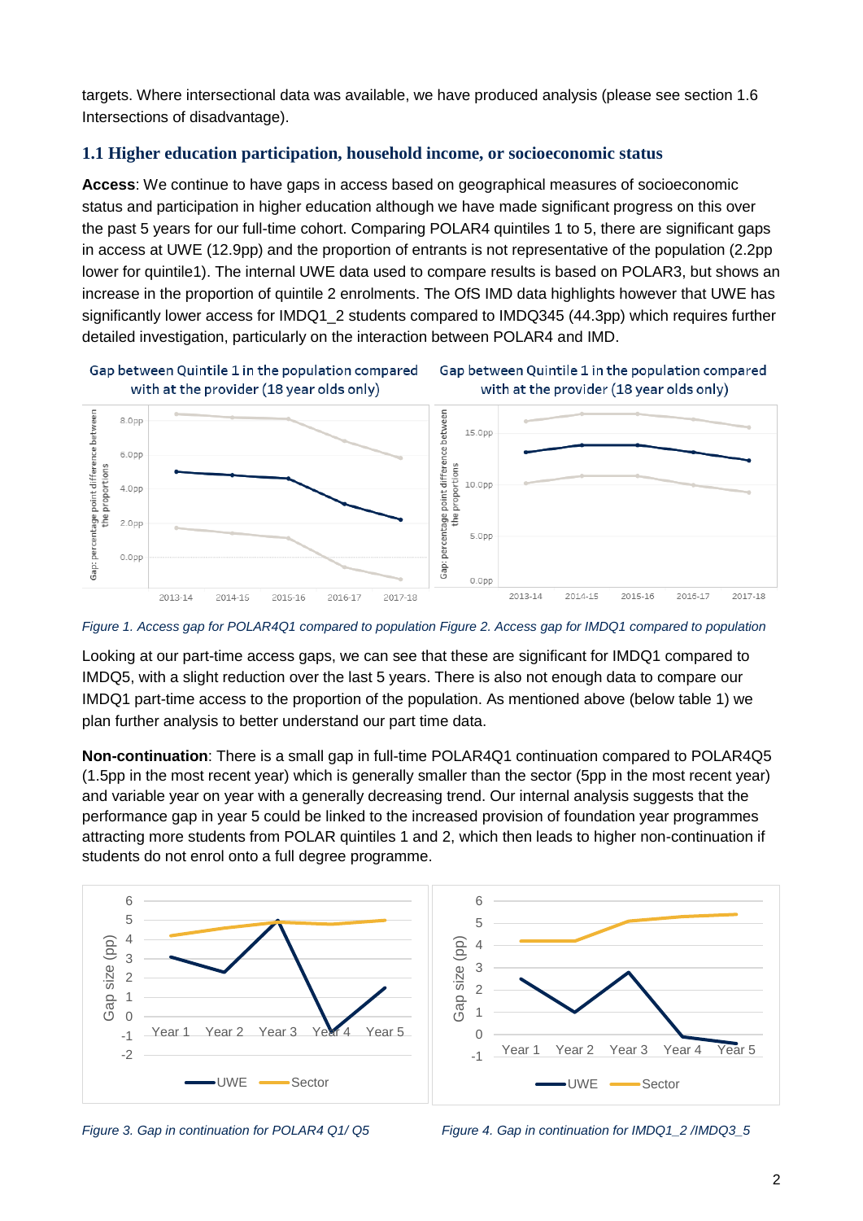targets. Where intersectional data was available, we have produced analysis (please see section 1.6 Intersections of disadvantage).

### 1.1 Higher education participation, household income, or socioeconomic status

**Access**: We continue to have gaps in access based on geographical measures of socioeconomic status and participation in higher education although we have made significant progress on this over the past 5 years for our full-time cohort. Comparing POLAR4 quintiles 1 to 5, there are significant gaps in access at UWE (12.9pp) and the proportion of entrants is not representative of the population (2.2pp lower for quintile1). The internal UWE data used to compare results is based on POLAR3, but shows an increase in the proportion of quintile 2 enrolments. The OfS IMD data highlights however that UWE has significantly lower access for IMDQ1_2 students compared to IMDQ345 (44.3pp) which requires further detailed investigation, particularly on the interaction between POLAR4 and IMD.

Gap between Quintile 1 in the population compared with at the provider (18 year olds only)

Gap between Quintile 1 in the population compared with at the provider (18 year olds only)

*Figure 1. Access gap for POLAR4Q1 compared to population Figure 2. Access gap for IMDQ1 compared to population*

Looking at our part-time access gaps, we can see that these are significant for IMDQ1 compared to IMDQ5, with a slight reduction over the last 5 years. There is also not enough data to compare our IMDQ1 part-time access to the proportion of the population. As mentioned above (below table 1) we plan further analysis to better understand our part time data.

**Non-continuation**: There is a small gap in full-time POLAR4Q1 continuation compared to POLAR4Q5 (1.5pp in the most recent year) which is generally smaller than the sector (5pp in the most recent year) and variable year on year with a generally decreasing trend. Our internal analysis suggests that the performance gap in year 5 could be linked to the increased provision of foundation year programmes attracting more students from POLAR quintiles 1 and 2, which then leads to higher non-continuation if students do not enrol onto a full degree programme.

*Figure 3. Gap in continuation for POLAR4 Q1/ Q5*

*Figure 4. Gap in continuation for IMDQ1_2 /IMDQ3_5*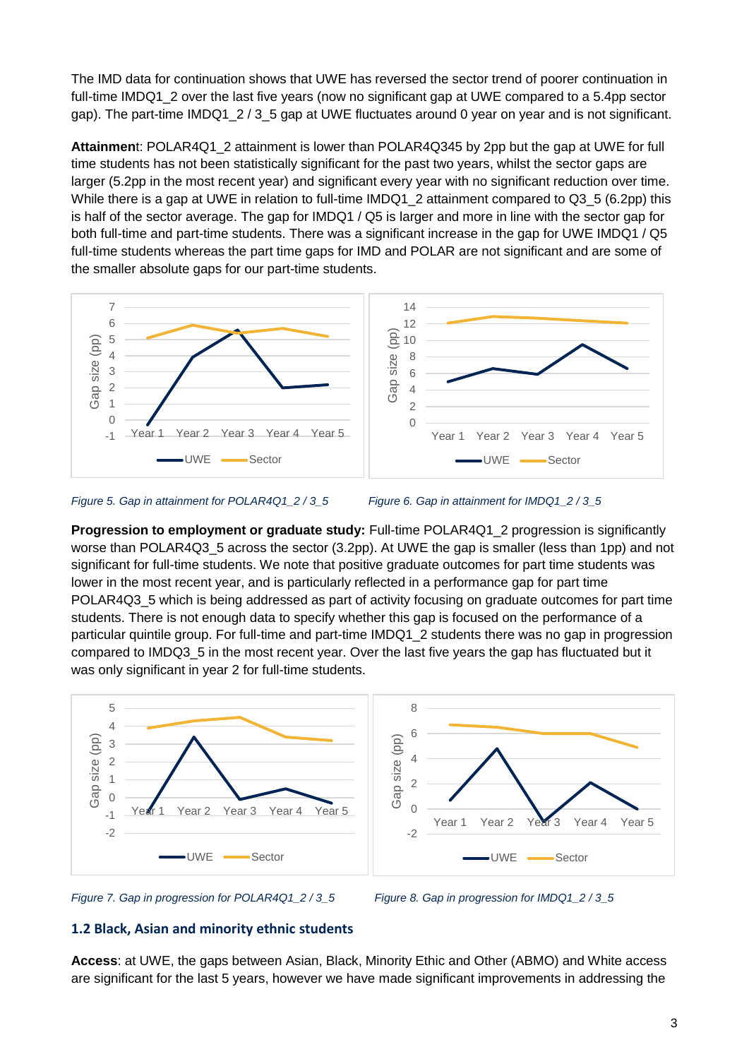The IMD data for continuation shows that UWE has reversed the sector trend of poorer continuation in full-time IMDQ1_2 over the last five years (now no significant gap at UWE compared to a 5.4pp sector gap). The part-time IMDQ1_2 / 3_5 gap at UWE fluctuates around 0 year on year and is not significant.

**Attainment**: POLAR4Q1_2 attainment is lower than POLAR4Q345 by 2pp but the gap at UWE for full time students has not been statistically significant for the past two years, whilst the sector gaps are larger (5.2pp in the most recent year) and significant every year with no significant reduction over time. While there is a gap at UWE in relation to full-time IMDQ1_2 attainment compared to Q3_5 (6.2pp) this is half of the sector average. The gap for IMDQ1 / Q5 is larger and more in line with the sector gap for both full-time and part-time students. There was a significant increase in the gap for UWE IMDQ1 / Q5 full-time students whereas the part time gaps for IMD and POLAR are not significant and are some of the smaller absolute gaps for our part-time students.

*Figure 5. Gap in attainment for POLAR4Q1_2 / 3_5*

*Figure 6. Gap in attainment for IMDQ1_2 / 3_5*

**Progression to employment or graduate study:** Full-time POLAR4Q1_2 progression is significantly worse than POLAR4Q3_5 across the sector (3.2pp). At UWE the gap is smaller (less than 1pp) and not significant for full-time students. We note that positive graduate outcomes for part time students was lower in the most recent year, and is particularly reflected in a performance gap for part time POLAR4Q3_5 which is being addressed as part of activity focusing on graduate outcomes for part time students. There is not enough data to specify whether this gap is focused on the performance of a particular quintile group. For full-time and part-time IMDQ1_2 students there was no gap in progression compared to IMDQ3_5 in the most recent year. Over the last five years the gap has fluctuated but it was only significant in year 2 for full-time students.

*Figure 7. Gap in progression for POLAR4Q1_2 / 3_5*

*Figure 8. Gap in progression for IMDQ1_2 / 3_5*

### 1.2 Black, Asian and minority ethnic students

**Access**: at UWE, the gaps between Asian, Black, Minority Ethic and Other (ABMO) and White access are significant for the last 5 years, however we have made significant improvements in addressing the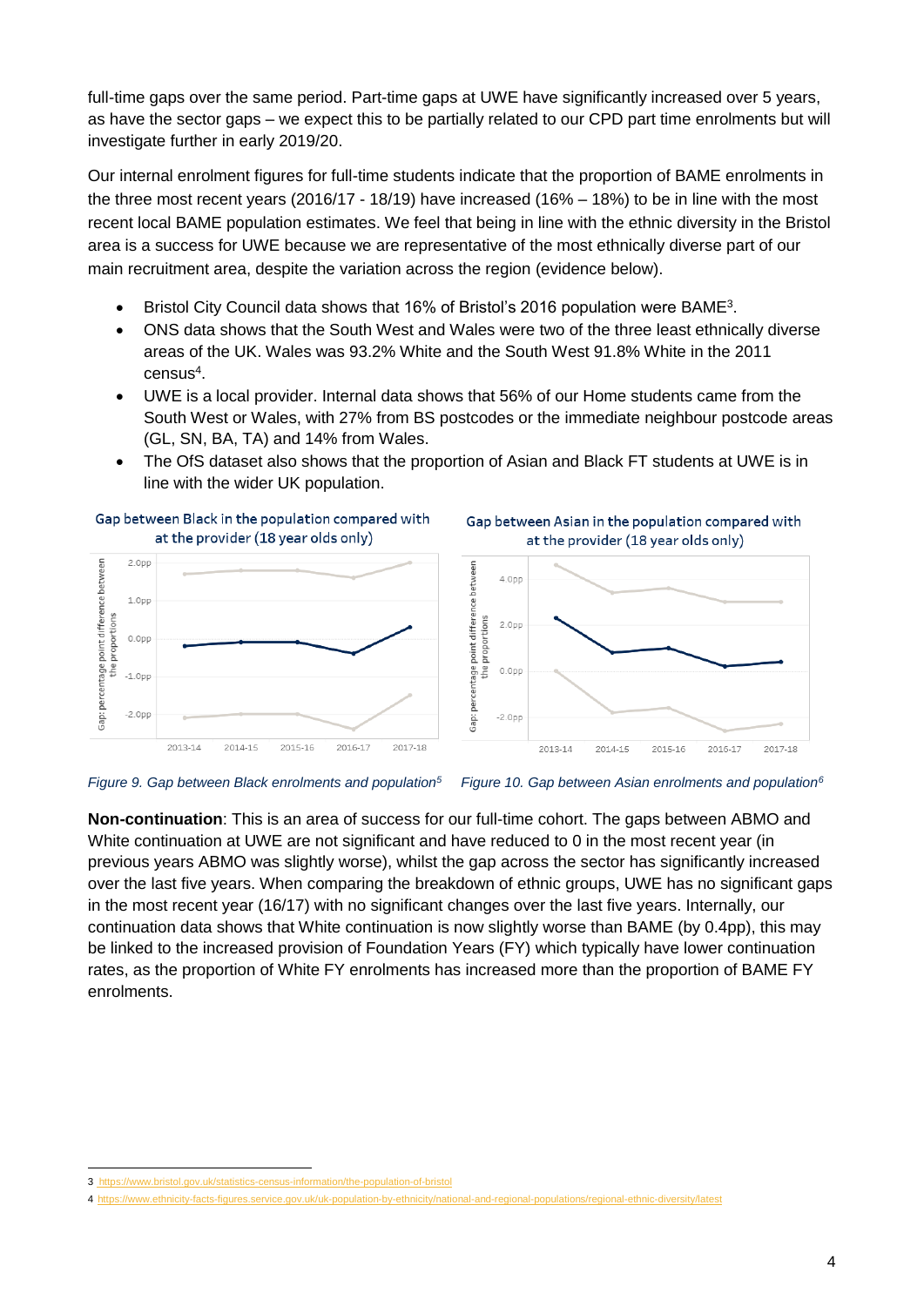full-time gaps over the same period. Part-time gaps at UWE have significantly increased over 5 years, as have the sector gaps – we expect this to be partially related to our CPD part time enrolments but will investigate further in early 2019/20.

Our internal enrolment figures for full-time students indicate that the proportion of BAME enrolments in the three most recent years (2016/17 - 18/19) have increased (16% – 18%) to be in line with the most recent local BAME population estimates. We feel that being in line with the ethnic diversity in the Bristol area is a success for UWE because we are representative of the most ethnically diverse part of our main recruitment area, despite the variation across the region (evidence below).

- Bristol City Council data shows that 16% of Bristol's 2016 population were BAME[3].
- ONS data shows that the South West and Wales were two of the three least ethnically diverse areas of the UK. Wales was 93.2% White and the South West 91.8% White in the 2011 census[4].
- UWE is a local provider. Internal data shows that 56% of our Home students came from the South West or Wales, with 27% from BS postcodes or the immediate neighbour postcode areas (GL, SN, BA, TA) and 14% from Wales.
- The OfS dataset also shows that the proportion of Asian and Black FT students at UWE is in line with the wider UK population.

Gap between Black in the population compared with at the provider (18 year olds only)

*Figure 9. Gap between Black enrolments and population[5]*

Gap between Asian in the population compared with at the provider (18 year olds only)

*Figure 10. Gap between Asian enrolments and population[6]*

**Non-continuation**: This is an area of success for our full-time cohort. The gaps between ABMO and White continuation at UWE are not significant and have reduced to 0 in the most recent year (in previous years ABMO was slightly worse), whilst the gap across the sector has significantly increased over the last five years. When comparing the breakdown of ethnic groups, UWE has no significant gaps in the most recent year (16/17) with no significant changes over the last five years. Internally, our continuation data shows that White continuation is now slightly worse than BAME (by 0.4pp), this may be linked to the increased provision of Foundation Years (FY) which typically have lower continuation rates, as the proportion of White FY enrolments has increased more than the proportion of BAME FY enrolments.

---

3 https://www.bristol.gov.uk/statistics-census-information/the-population-of-bristol

4 https://www.ethnicity-facts-figures.service.gov.uk/uk-population-by-ethnicity/national-and-regional-populations/regional-ethnic-diversity/latest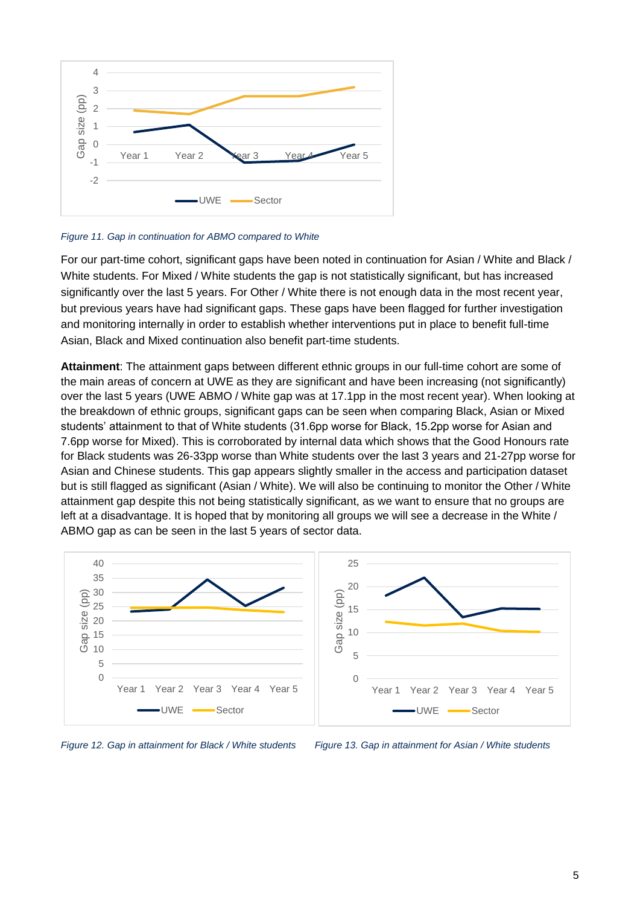Figure 11. Gap in continuation for ABMO compared to White

For our part-time cohort, significant gaps have been noted in continuation for Asian / White and Black / White students. For Mixed / White students the gap is not statistically significant, but has increased significantly over the last 5 years. For Other / White there is not enough data in the most recent year, but previous years have had significant gaps. These gaps have been flagged for further investigation and monitoring internally in order to establish whether interventions put in place to benefit full-time Asian, Black and Mixed continuation also benefit part-time students.

**Attainment**: The attainment gaps between different ethnic groups in our full-time cohort are some of the main areas of concern at UWE as they are significant and have been increasing (not significantly) over the last 5 years (UWE ABMO / White gap was at 17.1pp in the most recent year). When looking at the breakdown of ethnic groups, significant gaps can be seen when comparing Black, Asian or Mixed students' attainment to that of White students (31.6pp worse for Black, 15.2pp worse for Asian and 7.6pp worse for Mixed). This is corroborated by internal data which shows that the Good Honours rate for Black students was 26-33pp worse than White students over the last 3 years and 21-27pp worse for Asian and Chinese students. This gap appears slightly smaller in the access and participation dataset but is still flagged as significant (Asian / White). We will also be continuing to monitor the Other / White attainment gap despite this not being statistically significant, as we want to ensure that no groups are left at a disadvantage. It is hoped that by monitoring all groups we will see a decrease in the White / ABMO gap as can be seen in the last 5 years of sector data.

Figure 12. Gap in attainment for Black / White students

Figure 13. Gap in attainment for Asian / White students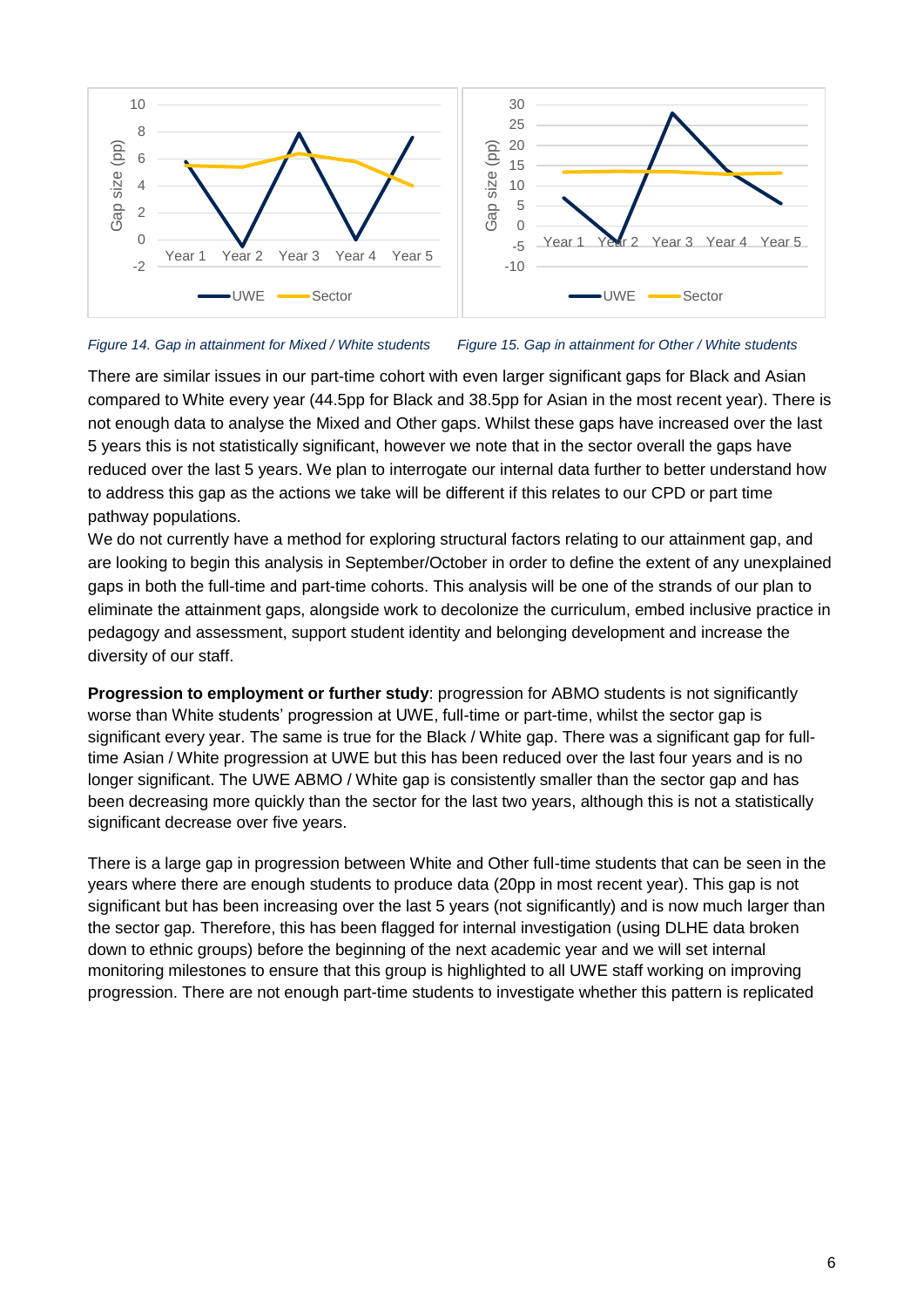*Figure 14. Gap in attainment for Mixed / White students*

*Figure 15. Gap in attainment for Other / White students*

There are similar issues in our part-time cohort with even larger significant gaps for Black and Asian compared to White every year (44.5pp for Black and 38.5pp for Asian in the most recent year). There is not enough data to analyse the Mixed and Other gaps. Whilst these gaps have increased over the last 5 years this is not statistically significant, however we note that in the sector overall the gaps have reduced over the last 5 years. We plan to interrogate our internal data further to better understand how to address this gap as the actions we take will be different if this relates to our CPD or part time pathway populations.

We do not currently have a method for exploring structural factors relating to our attainment gap, and are looking to begin this analysis in September/October in order to define the extent of any unexplained gaps in both the full-time and part-time cohorts. This analysis will be one of the strands of our plan to eliminate the attainment gaps, alongside work to decolonize the curriculum, embed inclusive practice in pedagogy and assessment, support student identity and belonging development and increase the diversity of our staff.

**Progression to employment or further study**: progression for ABMO students is not significantly worse than White students' progression at UWE, full-time or part-time, whilst the sector gap is significant every year. The same is true for the Black / White gap. There was a significant gap for full-time Asian / White progression at UWE but this has been reduced over the last four years and is no longer significant. The UWE ABMO / White gap is consistently smaller than the sector gap and has been decreasing more quickly than the sector for the last two years, although this is not a statistically significant decrease over five years.

There is a large gap in progression between White and Other full-time students that can be seen in the years where there are enough students to produce data (20pp in most recent year). This gap is not significant but has been increasing over the last 5 years (not significantly) and is now much larger than the sector gap. Therefore, this has been flagged for internal investigation (using DLHE data broken down to ethnic groups) before the beginning of the next academic year and we will set internal monitoring milestones to ensure that this group is highlighted to all UWE staff working on improving progression. There are not enough part-time students to investigate whether this pattern is replicated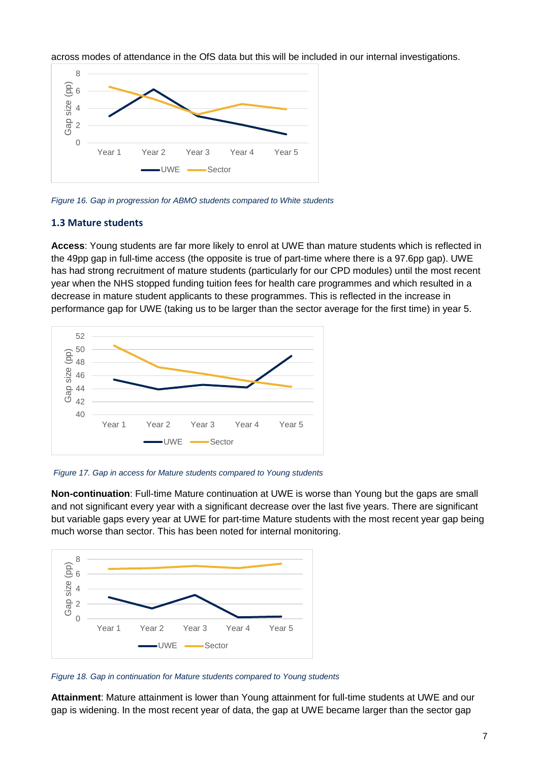across modes of attendance in the OfS data but this will be included in our internal investigations.

*Figure 16. Gap in progression for ABMO students compared to White students*

### 1.3 Mature students

**Access**: Young students are far more likely to enrol at UWE than mature students which is reflected in the 49pp gap in full-time access (the opposite is true of part-time where there is a 97.6pp gap). UWE has had strong recruitment of mature students (particularly for our CPD modules) until the most recent year when the NHS stopped funding tuition fees for health care programmes and which resulted in a decrease in mature student applicants to these programmes. This is reflected in the increase in performance gap for UWE (taking us to be larger than the sector average for the first time) in year 5.

*Figure 17. Gap in access for Mature students compared to Young students*

**Non-continuation**: Full-time Mature continuation at UWE is worse than Young but the gaps are small and not significant every year with a significant decrease over the last five years. There are significant but variable gaps every year at UWE for part-time Mature students with the most recent year gap being much worse than sector. This has been noted for internal monitoring.

*Figure 18. Gap in continuation for Mature students compared to Young students*

**Attainment**: Mature attainment is lower than Young attainment for full-time students at UWE and our gap is widening. In the most recent year of data, the gap at UWE became larger than the sector gap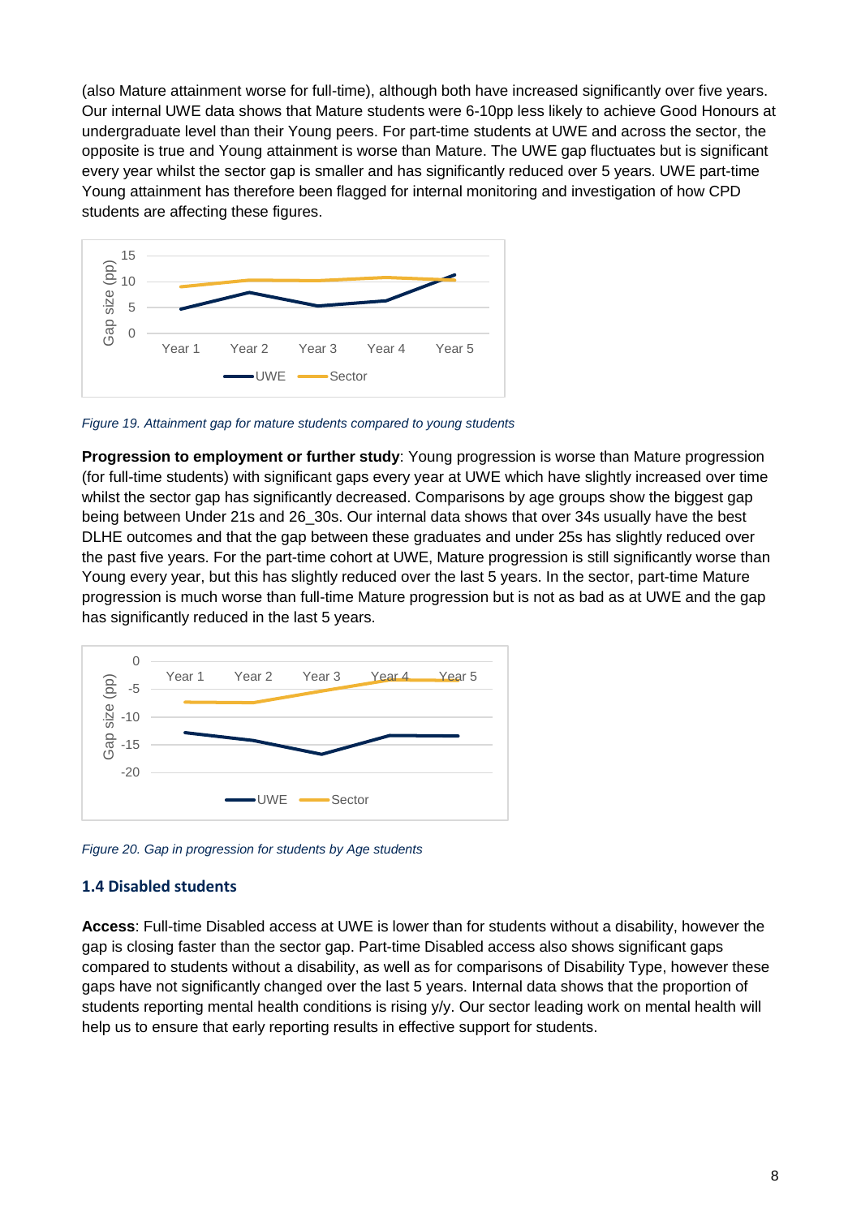(also Mature attainment worse for full-time), although both have increased significantly over five years. Our internal UWE data shows that Mature students were 6-10pp less likely to achieve Good Honours at undergraduate level than their Young peers. For part-time students at UWE and across the sector, the opposite is true and Young attainment is worse than Mature. The UWE gap fluctuates but is significant every year whilst the sector gap is smaller and has significantly reduced over 5 years. UWE part-time Young attainment has therefore been flagged for internal monitoring and investigation of how CPD students are affecting these figures.

*Figure 19. Attainment gap for mature students compared to young students*

**Progression to employment or further study**: Young progression is worse than Mature progression (for full-time students) with significant gaps every year at UWE which have slightly increased over time whilst the sector gap has significantly decreased. Comparisons by age groups show the biggest gap being between Under 21s and 26_30s. Our internal data shows that over 34s usually have the best DLHE outcomes and that the gap between these graduates and under 25s has slightly reduced over the past five years. For the part-time cohort at UWE, Mature progression is still significantly worse than Young every year, but this has slightly reduced over the last 5 years. In the sector, part-time Mature progression is much worse than full-time Mature progression but is not as bad as at UWE and the gap has significantly reduced in the last 5 years.

*Figure 20. Gap in progression for students by Age students*

### 1.4 Disabled students

**Access**: Full-time Disabled access at UWE is lower than for students without a disability, however the gap is closing faster than the sector gap. Part-time Disabled access also shows significant gaps compared to students without a disability, as well as for comparisons of Disability Type, however these gaps have not significantly changed over the last 5 years. Internal data shows that the proportion of students reporting mental health conditions is rising y/y. Our sector leading work on mental health will help us to ensure that early reporting results in effective support for students.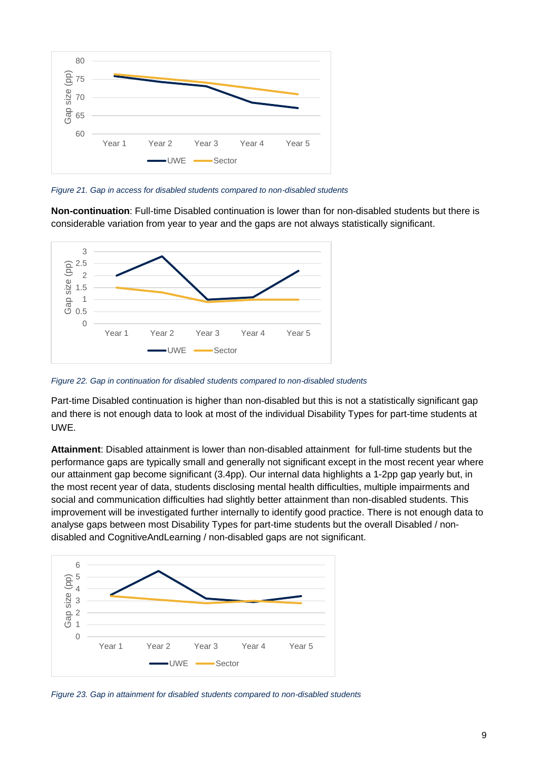*Figure 21. Gap in access for disabled students compared to non-disabled students*

**Non-continuation**: Full-time Disabled continuation is lower than for non-disabled students but there is considerable variation from year to year and the gaps are not always statistically significant.

*Figure 22. Gap in continuation for disabled students compared to non-disabled students*

Part-time Disabled continuation is higher than non-disabled but this is not a statistically significant gap and there is not enough data to look at most of the individual Disability Types for part-time students at UWE.

**Attainment**: Disabled attainment is lower than non-disabled attainment for full-time students but the performance gaps are typically small and generally not significant except in the most recent year where our attainment gap become significant (3.4pp). Our internal data highlights a 1-2pp gap yearly but, in the most recent year of data, students disclosing mental health difficulties, multiple impairments and social and communication difficulties had slightly better attainment than non-disabled students. This improvement will be investigated further internally to identify good practice. There is not enough data to analyse gaps between most Disability Types for part-time students but the overall Disabled / non-disabled and CognitiveAndLearning / non-disabled gaps are not significant.

*Figure 23. Gap in attainment for disabled students compared to non-disabled students*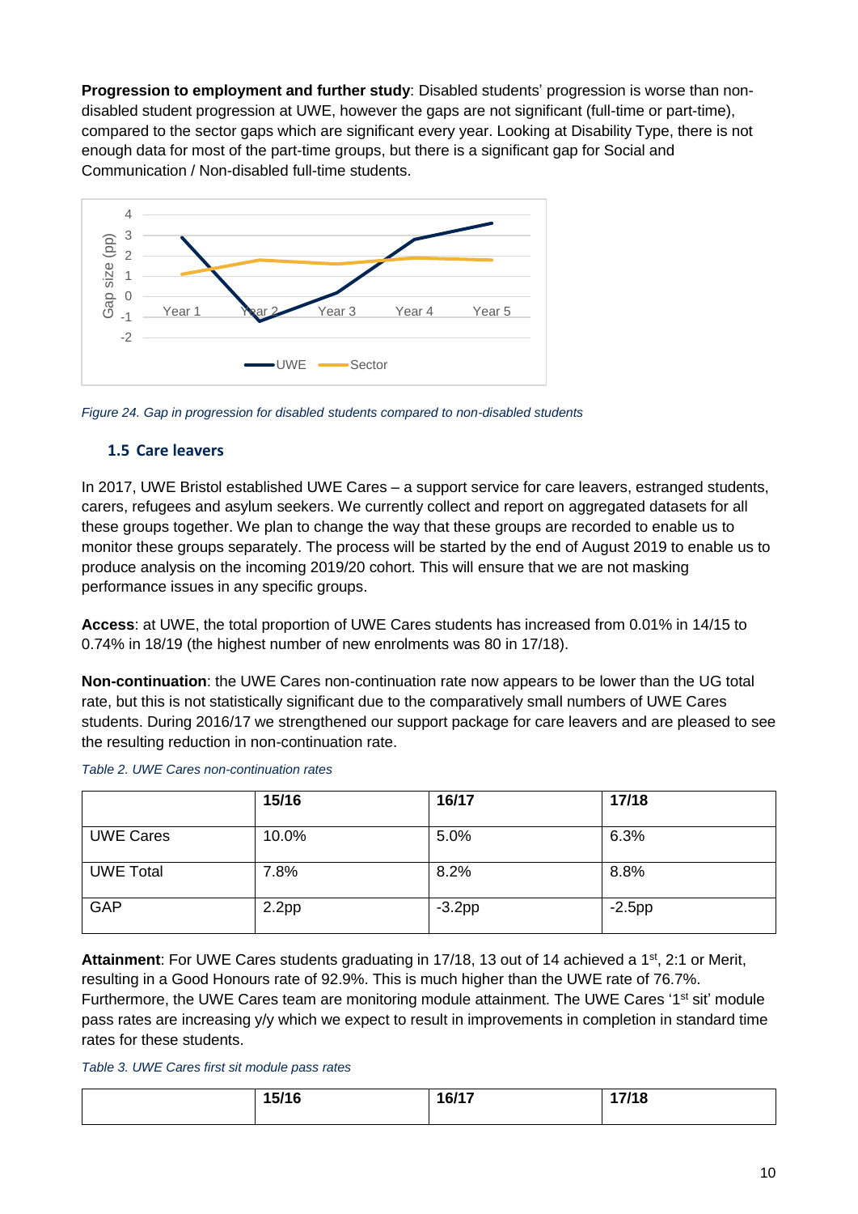**Progression to employment and further study**: Disabled students' progression is worse than non-disabled student progression at UWE, however the gaps are not significant (full-time or part-time), compared to the sector gaps which are significant every year. Looking at Disability Type, there is not enough data for most of the part-time groups, but there is a significant gap for Social and Communication / Non-disabled full-time students.

*Figure 24. Gap in progression for disabled students compared to non-disabled students*

### 1.5 Care leavers

In 2017, UWE Bristol established UWE Cares – a support service for care leavers, estranged students, carers, refugees and asylum seekers. We currently collect and report on aggregated datasets for all these groups together. We plan to change the way that these groups are recorded to enable us to monitor these groups separately. The process will be started by the end of August 2019 to enable us to produce analysis on the incoming 2019/20 cohort. This will ensure that we are not masking performance issues in any specific groups.

**Access**: at UWE, the total proportion of UWE Cares students has increased from 0.01% in 14/15 to 0.74% in 18/19 (the highest number of new enrolments was 80 in 17/18).

**Non-continuation**: the UWE Cares non-continuation rate now appears to be lower than the UG total rate, but this is not statistically significant due to the comparatively small numbers of UWE Cares students. During 2016/17 we strengthened our support package for care leavers and are pleased to see the resulting reduction in non-continuation rate.

*Table 2. UWE Cares non-continuation rates*

| | 15/16 | 16/17 | 17/18 |
|---|---|---|---|
| UWE Cares | 10.0% | 5.0% | 6.3% |
| UWE Total | 7.8% | 8.2% | 8.8% |
| GAP | 2.2pp | -3.2pp | -2.5pp |

**Attainment**: For UWE Cares students graduating in 17/18, 13 out of 14 achieved a 1st, 2:1 or Merit, resulting in a Good Honours rate of 92.9%. This is much higher than the UWE rate of 76.7%. Furthermore, the UWE Cares team are monitoring module attainment. The UWE Cares '1st sit' module pass rates are increasing y/y which we expect to result in improvements in completion in standard time rates for these students.

*Table 3. UWE Cares first sit module pass rates*

| | 15/16 | 16/17 | 17/18 |
|---|---|---|---|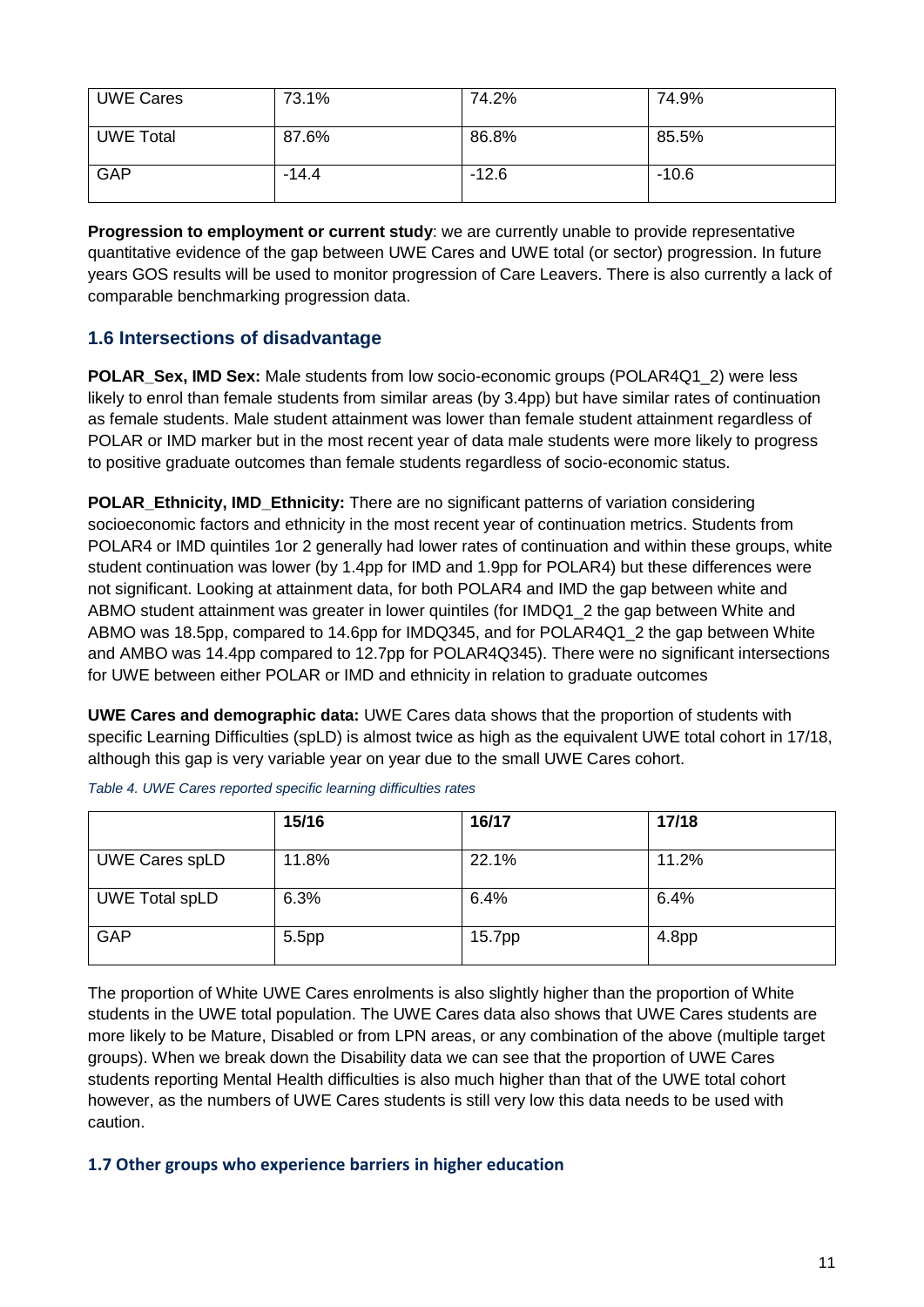| UWE Cares | 73.1% | 74.2% | 74.9% |
|---|---|---|---|
| UWE Total | 87.6% | 86.8% | 85.5% |
| GAP | -14.4 | -12.6 | -10.6 |

**Progression to employment or current study**: we are currently unable to provide representative quantitative evidence of the gap between UWE Cares and UWE total (or sector) progression. In future years GOS results will be used to monitor progression of Care Leavers. There is also currently a lack of comparable benchmarking progression data.

## 1.6 Intersections of disadvantage

**POLAR_Sex, IMD Sex:** Male students from low socio-economic groups (POLAR4Q1_2) were less likely to enrol than female students from similar areas (by 3.4pp) but have similar rates of continuation as female students. Male student attainment was lower than female student attainment regardless of POLAR or IMD marker but in the most recent year of data male students were more likely to progress to positive graduate outcomes than female students regardless of socio-economic status.

**POLAR_Ethnicity, IMD_Ethnicity:** There are no significant patterns of variation considering socioeconomic factors and ethnicity in the most recent year of continuation metrics. Students from POLAR4 or IMD quintiles 1or 2 generally had lower rates of continuation and within these groups, white student continuation was lower (by 1.4pp for IMD and 1.9pp for POLAR4) but these differences were not significant. Looking at attainment data, for both POLAR4 and IMD the gap between white and ABMO student attainment was greater in lower quintiles (for IMDQ1_2 the gap between White and ABMO was 18.5pp, compared to 14.6pp for IMDQ345, and for POLAR4Q1_2 the gap between White and AMBO was 14.4pp compared to 12.7pp for POLAR4Q345). There were no significant intersections for UWE between either POLAR or IMD and ethnicity in relation to graduate outcomes

**UWE Cares and demographic data:** UWE Cares data shows that the proportion of students with specific Learning Difficulties (spLD) is almost twice as high as the equivalent UWE total cohort in 17/18, although this gap is very variable year on year due to the small UWE Cares cohort.

*Table 4. UWE Cares reported specific learning difficulties rates*

| | 15/16 | 16/17 | 17/18 |
|---|---|---|---|
| UWE Cares spLD | 11.8% | 22.1% | 11.2% |
| UWE Total spLD | 6.3% | 6.4% | 6.4% |
| GAP | 5.5pp | 15.7pp | 4.8pp |

The proportion of White UWE Cares enrolments is also slightly higher than the proportion of White students in the UWE total population. The UWE Cares data also shows that UWE Cares students are more likely to be Mature, Disabled or from LPN areas, or any combination of the above (multiple target groups). When we break down the Disability data we can see that the proportion of UWE Cares students reporting Mental Health difficulties is also much higher than that of the UWE total cohort however, as the numbers of UWE Cares students is still very low this data needs to be used with caution.

### 1.7 Other groups who experience barriers in higher education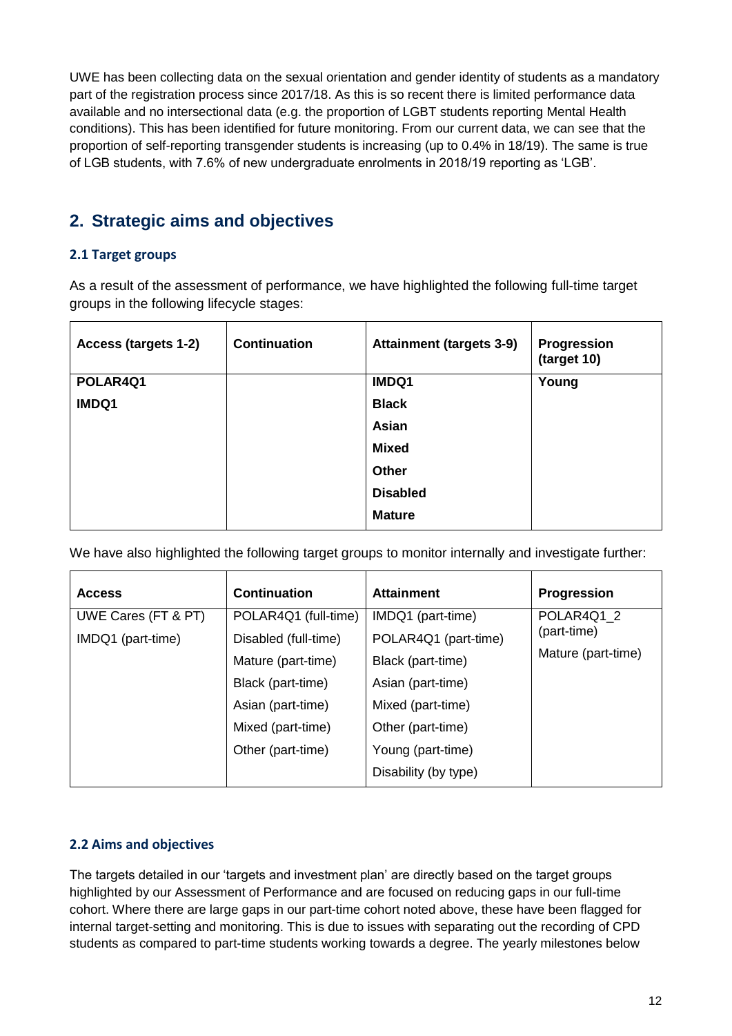UWE has been collecting data on the sexual orientation and gender identity of students as a mandatory part of the registration process since 2017/18. As this is so recent there is limited performance data available and no intersectional data (e.g. the proportion of LGBT students reporting Mental Health conditions). This has been identified for future monitoring. From our current data, we can see that the proportion of self-reporting transgender students is increasing (up to 0.4% in 18/19). The same is true of LGB students, with 7.6% of new undergraduate enrolments in 2018/19 reporting as 'LGB'.

## 2. Strategic aims and objectives

### 2.1 Target groups

As a result of the assessment of performance, we have highlighted the following full-time target groups in the following lifecycle stages:

| Access (targets 1-2) | Continuation | Attainment (targets 3-9) | Progression (target 10) |
| --- | --- | --- | --- |
| **POLAR4Q1** | | **IMDQ1** | **Young** |
| **IMDQ1** | | **Black** | |
| | | **Asian** | |
| | | **Mixed** | |
| | | **Other** | |
| | | **Disabled** | |
| | | **Mature** | |

We have also highlighted the following target groups to monitor internally and investigate further:

| Access | Continuation | Attainment | Progression |
| --- | --- | --- | --- |
| UWE Cares (FT & PT) | POLAR4Q1 (full-time) | IMDQ1 (part-time) | POLAR4Q1_2 (part-time) |
| IMDQ1 (part-time) | Disabled (full-time) | POLAR4Q1 (part-time) | Mature (part-time) |
| | Mature (part-time) | Black (part-time) | |
| | Black (part-time) | Asian (part-time) | |
| | Asian (part-time) | Mixed (part-time) | |
| | Mixed (part-time) | Other (part-time) | |
| | Other (part-time) | Young (part-time) | |
| | | Disability (by type) | |

### 2.2 Aims and objectives

The targets detailed in our 'targets and investment plan' are directly based on the target groups highlighted by our Assessment of Performance and are focused on reducing gaps in our full-time cohort. Where there are large gaps in our part-time cohort noted above, these have been flagged for internal target-setting and monitoring. This is due to issues with separating out the recording of CPD students as compared to part-time students working towards a degree. The yearly milestones below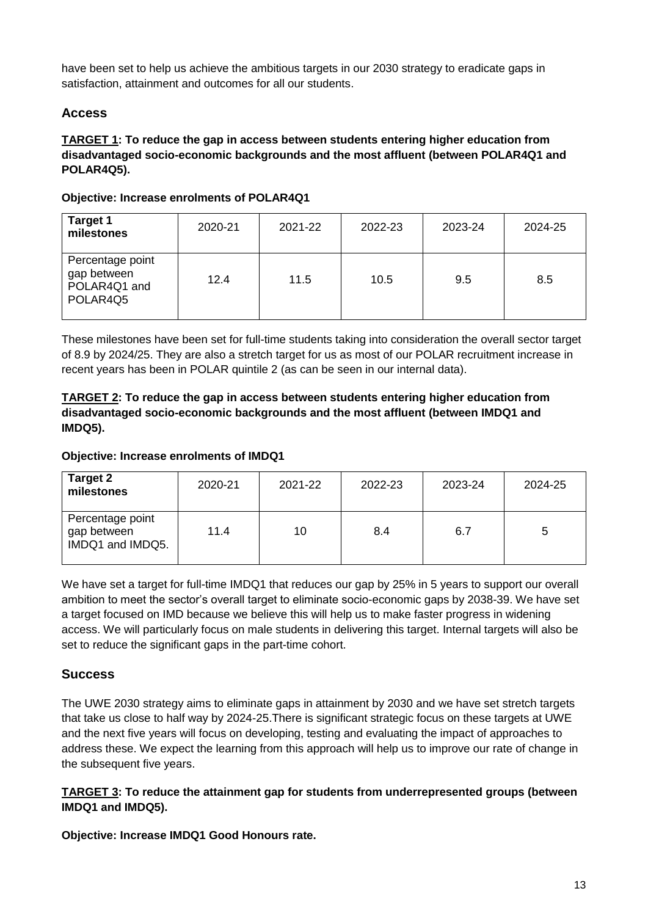have been set to help us achieve the ambitious targets in our 2030 strategy to eradicate gaps in satisfaction, attainment and outcomes for all our students.

## Access

**TARGET 1: To reduce the gap in access between students entering higher education from disadvantaged socio-economic backgrounds and the most affluent (between POLAR4Q1 and POLAR4Q5).**

**Objective: Increase enrolments of POLAR4Q1**

| Target 1 milestones | 2020-21 | 2021-22 | 2022-23 | 2023-24 | 2024-25 |
| --- | --- | --- | --- | --- | --- |
| Percentage point gap between POLAR4Q1 and POLAR4Q5 | 12.4 | 11.5 | 10.5 | 9.5 | 8.5 |

These milestones have been set for full-time students taking into consideration the overall sector target of 8.9 by 2024/25. They are also a stretch target for us as most of our POLAR recruitment increase in recent years has been in POLAR quintile 2 (as can be seen in our internal data).

**TARGET 2: To reduce the gap in access between students entering higher education from disadvantaged socio-economic backgrounds and the most affluent (between IMDQ1 and IMDQ5).**

**Objective: Increase enrolments of IMDQ1**

| Target 2 milestones | 2020-21 | 2021-22 | 2022-23 | 2023-24 | 2024-25 |
| --- | --- | --- | --- | --- | --- |
| Percentage point gap between IMDQ1 and IMDQ5. | 11.4 | 10 | 8.4 | 6.7 | 5 |

We have set a target for full-time IMDQ1 that reduces our gap by 25% in 5 years to support our overall ambition to meet the sector's overall target to eliminate socio-economic gaps by 2038-39. We have set a target focused on IMD because we believe this will help us to make faster progress in widening access. We will particularly focus on male students in delivering this target. Internal targets will also be set to reduce the significant gaps in the part-time cohort.

## Success

The UWE 2030 strategy aims to eliminate gaps in attainment by 2030 and we have set stretch targets that take us close to half way by 2024-25.There is significant strategic focus on these targets at UWE and the next five years will focus on developing, testing and evaluating the impact of approaches to address these. We expect the learning from this approach will help us to improve our rate of change in the subsequent five years.

**TARGET 3: To reduce the attainment gap for students from underrepresented groups (between IMDQ1 and IMDQ5).**

**Objective: Increase IMDQ1 Good Honours rate.**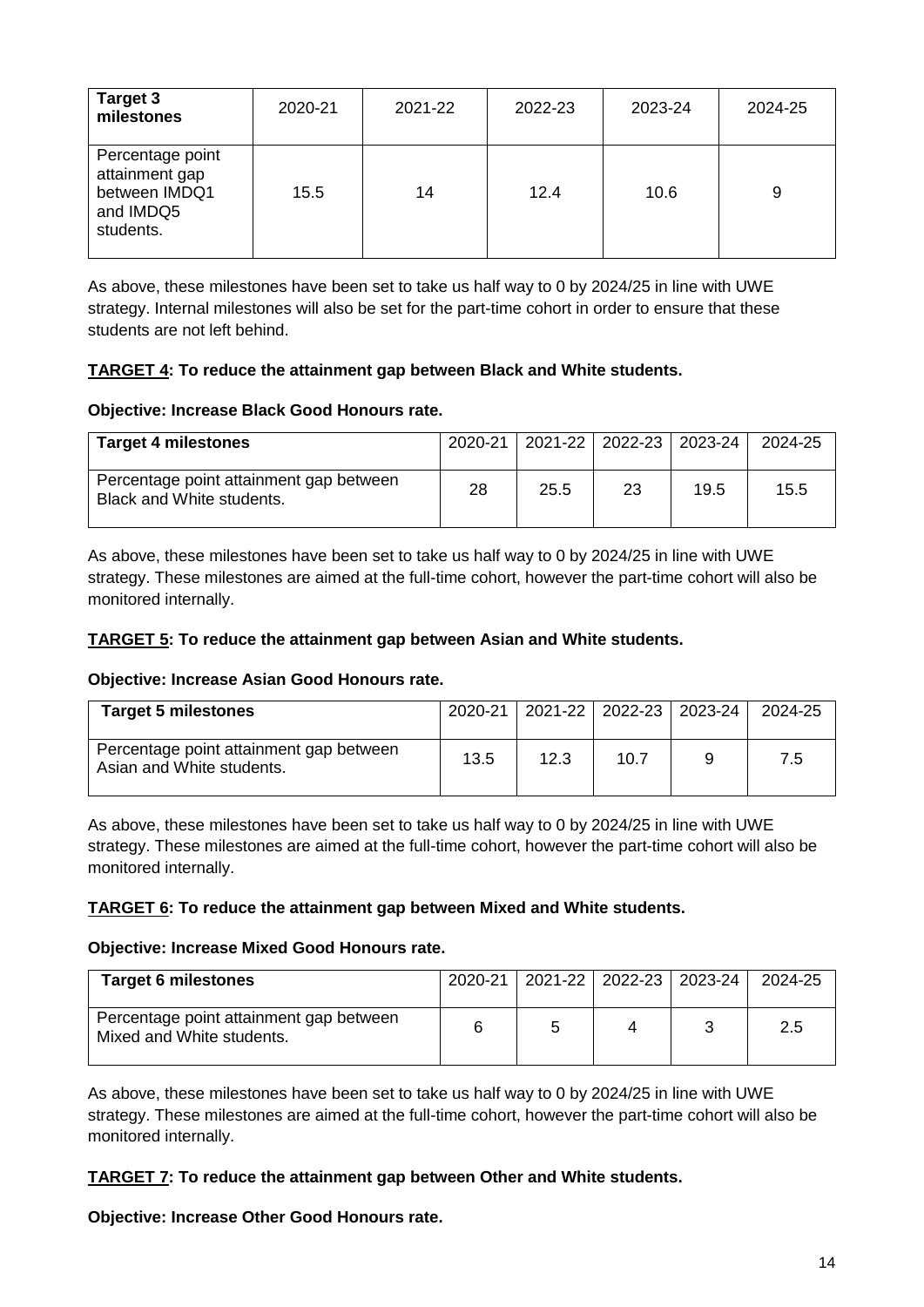| Target 3 milestones | 2020-21 | 2021-22 | 2022-23 | 2023-24 | 2024-25 |
|---|---|---|---|---|---|
| Percentage point attainment gap between IMDQ1 and IMDQ5 students. | 15.5 | 14 | 12.4 | 10.6 | 9 |

As above, these milestones have been set to take us half way to 0 by 2024/25 in line with UWE strategy. Internal milestones will also be set for the part-time cohort in order to ensure that these students are not left behind.

**TARGET 4: To reduce the attainment gap between Black and White students.**

**Objective: Increase Black Good Honours rate.**

| Target 4 milestones | 2020-21 | 2021-22 | 2022-23 | 2023-24 | 2024-25 |
|---|---|---|---|---|---|
| Percentage point attainment gap between Black and White students. | 28 | 25.5 | 23 | 19.5 | 15.5 |

As above, these milestones have been set to take us half way to 0 by 2024/25 in line with UWE strategy. These milestones are aimed at the full-time cohort, however the part-time cohort will also be monitored internally.

**TARGET 5: To reduce the attainment gap between Asian and White students.**

**Objective: Increase Asian Good Honours rate.**

| Target 5 milestones | 2020-21 | 2021-22 | 2022-23 | 2023-24 | 2024-25 |
|---|---|---|---|---|---|
| Percentage point attainment gap between Asian and White students. | 13.5 | 12.3 | 10.7 | 9 | 7.5 |

As above, these milestones have been set to take us half way to 0 by 2024/25 in line with UWE strategy. These milestones are aimed at the full-time cohort, however the part-time cohort will also be monitored internally.

**TARGET 6: To reduce the attainment gap between Mixed and White students.**

**Objective: Increase Mixed Good Honours rate.**

| Target 6 milestones | 2020-21 | 2021-22 | 2022-23 | 2023-24 | 2024-25 |
|---|---|---|---|---|---|
| Percentage point attainment gap between Mixed and White students. | 6 | 5 | 4 | 3 | 2.5 |

As above, these milestones have been set to take us half way to 0 by 2024/25 in line with UWE strategy. These milestones are aimed at the full-time cohort, however the part-time cohort will also be monitored internally.

**TARGET 7: To reduce the attainment gap between Other and White students.**

**Objective: Increase Other Good Honours rate.**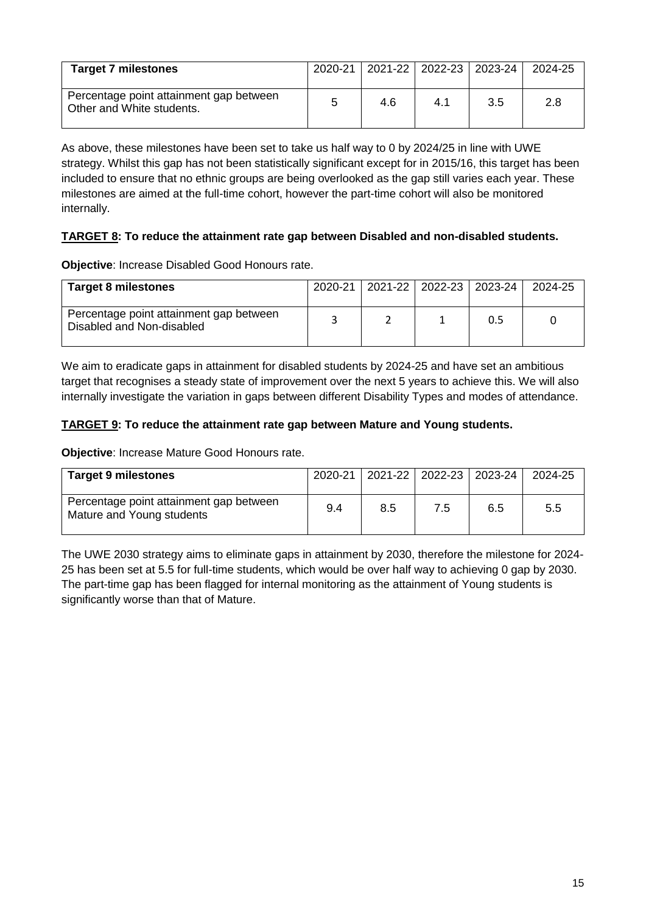| **Target 7 milestones** | 2020-21 | 2021-22 | 2022-23 | 2023-24 | 2024-25 |
|---|---|---|---|---|---|
| Percentage point attainment gap between Other and White students. | 5 | 4.6 | 4.1 | 3.5 | 2.8 |

As above, these milestones have been set to take us half way to 0 by 2024/25 in line with UWE strategy. Whilst this gap has not been statistically significant except for in 2015/16, this target has been included to ensure that no ethnic groups are being overlooked as the gap still varies each year. These milestones are aimed at the full-time cohort, however the part-time cohort will also be monitored internally.

**TARGET 8: To reduce the attainment rate gap between Disabled and non-disabled students.**

**Objective**: Increase Disabled Good Honours rate.

| **Target 8 milestones** | 2020-21 | 2021-22 | 2022-23 | 2023-24 | 2024-25 |
|---|---|---|---|---|---|
| Percentage point attainment gap between Disabled and Non-disabled | 3 | 2 | 1 | 0.5 | 0 |

We aim to eradicate gaps in attainment for disabled students by 2024-25 and have set an ambitious target that recognises a steady state of improvement over the next 5 years to achieve this. We will also internally investigate the variation in gaps between different Disability Types and modes of attendance.

**TARGET 9: To reduce the attainment rate gap between Mature and Young students.**

**Objective**: Increase Mature Good Honours rate.

| **Target 9 milestones** | 2020-21 | 2021-22 | 2022-23 | 2023-24 | 2024-25 |
|---|---|---|---|---|---|
| Percentage point attainment gap between Mature and Young students | 9.4 | 8.5 | 7.5 | 6.5 | 5.5 |

The UWE 2030 strategy aims to eliminate gaps in attainment by 2030, therefore the milestone for 2024-25 has been set at 5.5 for full-time students, which would be over half way to achieving 0 gap by 2030. The part-time gap has been flagged for internal monitoring as the attainment of Young students is significantly worse than that of Mature.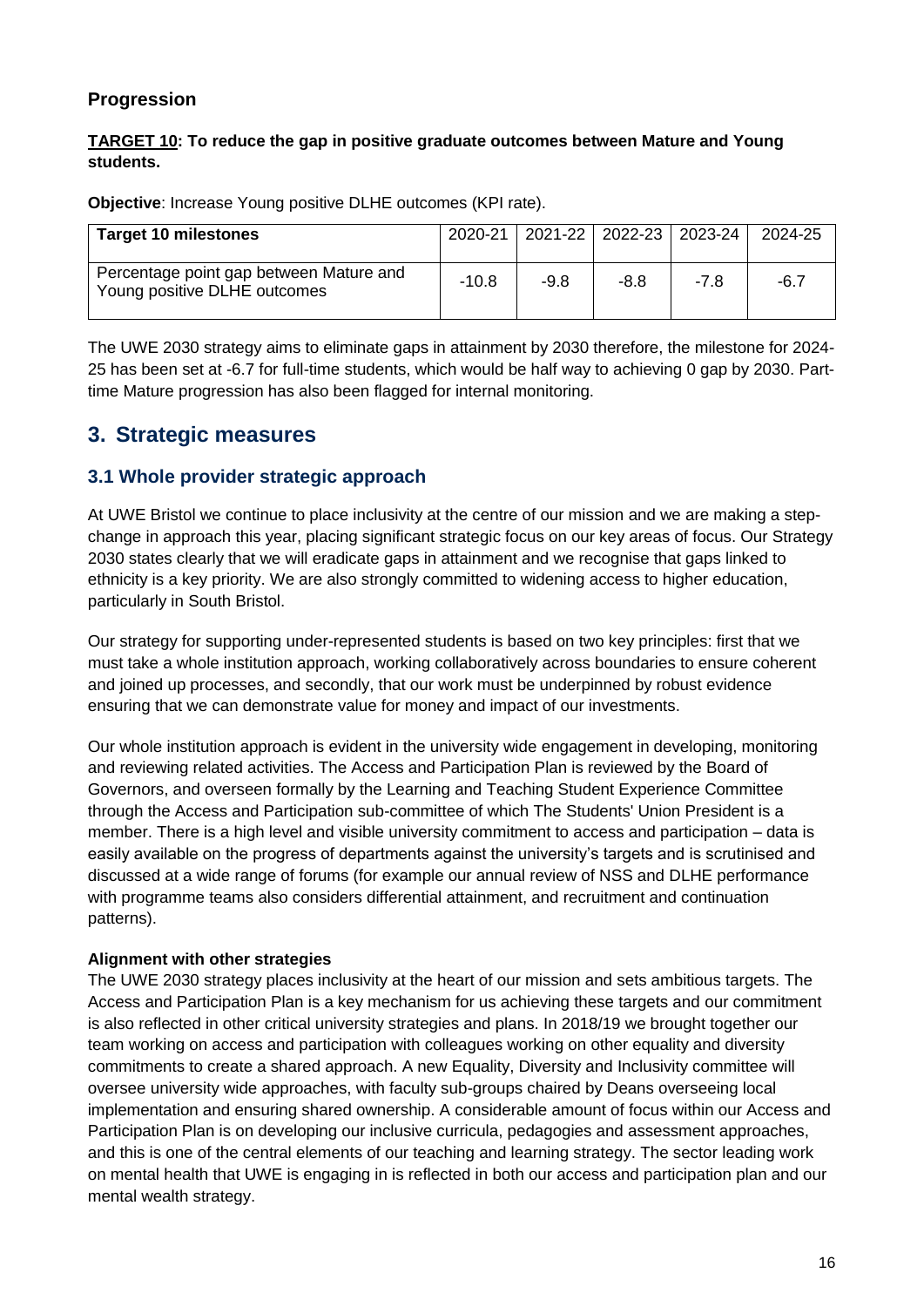### Progression

**TARGET 10: To reduce the gap in positive graduate outcomes between Mature and Young students.**

**Objective**: Increase Young positive DLHE outcomes (KPI rate).

| Target 10 milestones | 2020-21 | 2021-22 | 2022-23 | 2023-24 | 2024-25 |
|---|---|---|---|---|---|
| Percentage point gap between Mature and Young positive DLHE outcomes | -10.8 | -9.8 | -8.8 | -7.8 | -6.7 |

The UWE 2030 strategy aims to eliminate gaps in attainment by 2030 therefore, the milestone for 2024-25 has been set at -6.7 for full-time students, which would be half way to achieving 0 gap by 2030. Part-time Mature progression has also been flagged for internal monitoring.

## 3. Strategic measures

### 3.1 Whole provider strategic approach

At UWE Bristol we continue to place inclusivity at the centre of our mission and we are making a step-change in approach this year, placing significant strategic focus on our key areas of focus. Our Strategy 2030 states clearly that we will eradicate gaps in attainment and we recognise that gaps linked to ethnicity is a key priority. We are also strongly committed to widening access to higher education, particularly in South Bristol.

Our strategy for supporting under-represented students is based on two key principles: first that we must take a whole institution approach, working collaboratively across boundaries to ensure coherent and joined up processes, and secondly, that our work must be underpinned by robust evidence ensuring that we can demonstrate value for money and impact of our investments.

Our whole institution approach is evident in the university wide engagement in developing, monitoring and reviewing related activities. The Access and Participation Plan is reviewed by the Board of Governors, and overseen formally by the Learning and Teaching Student Experience Committee through the Access and Participation sub-committee of which The Students' Union President is a member. There is a high level and visible university commitment to access and participation – data is easily available on the progress of departments against the university's targets and is scrutinised and discussed at a wide range of forums (for example our annual review of NSS and DLHE performance with programme teams also considers differential attainment, and recruitment and continuation patterns).

**Alignment with other strategies**

The UWE 2030 strategy places inclusivity at the heart of our mission and sets ambitious targets. The Access and Participation Plan is a key mechanism for us achieving these targets and our commitment is also reflected in other critical university strategies and plans. In 2018/19 we brought together our team working on access and participation with colleagues working on other equality and diversity commitments to create a shared approach. A new Equality, Diversity and Inclusivity committee will oversee university wide approaches, with faculty sub-groups chaired by Deans overseeing local implementation and ensuring shared ownership. A considerable amount of focus within our Access and Participation Plan is on developing our inclusive curricula, pedagogies and assessment approaches, and this is one of the central elements of our teaching and learning strategy. The sector leading work on mental health that UWE is engaging in is reflected in both our access and participation plan and our mental wealth strategy.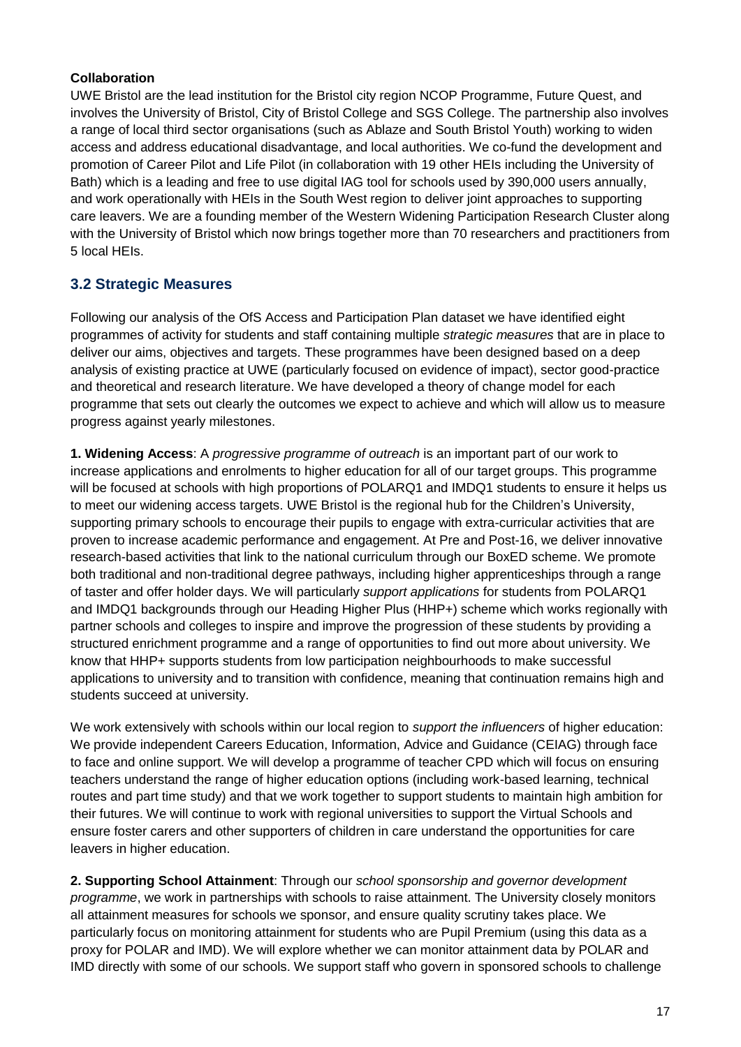**Collaboration**

UWE Bristol are the lead institution for the Bristol city region NCOP Programme, Future Quest, and involves the University of Bristol, City of Bristol College and SGS College. The partnership also involves a range of local third sector organisations (such as Ablaze and South Bristol Youth) working to widen access and address educational disadvantage, and local authorities. We co-fund the development and promotion of Career Pilot and Life Pilot (in collaboration with 19 other HEIs including the University of Bath) which is a leading and free to use digital IAG tool for schools used by 390,000 users annually, and work operationally with HEIs in the South West region to deliver joint approaches to supporting care leavers. We are a founding member of the Western Widening Participation Research Cluster along with the University of Bristol which now brings together more than 70 researchers and practitioners from 5 local HEIs.

## 3.2 Strategic Measures

Following our analysis of the OfS Access and Participation Plan dataset we have identified eight programmes of activity for students and staff containing multiple *strategic measures* that are in place to deliver our aims, objectives and targets. These programmes have been designed based on a deep analysis of existing practice at UWE (particularly focused on evidence of impact), sector good-practice and theoretical and research literature. We have developed a theory of change model for each programme that sets out clearly the outcomes we expect to achieve and which will allow us to measure progress against yearly milestones.

**1. Widening Access**: A *progressive programme of outreach* is an important part of our work to increase applications and enrolments to higher education for all of our target groups. This programme will be focused at schools with high proportions of POLARQ1 and IMDQ1 students to ensure it helps us to meet our widening access targets. UWE Bristol is the regional hub for the Children's University, supporting primary schools to encourage their pupils to engage with extra-curricular activities that are proven to increase academic performance and engagement. At Pre and Post-16, we deliver innovative research-based activities that link to the national curriculum through our BoxED scheme. We promote both traditional and non-traditional degree pathways, including higher apprenticeships through a range of taster and offer holder days. We will particularly *support applications* for students from POLARQ1 and IMDQ1 backgrounds through our Heading Higher Plus (HHP+) scheme which works regionally with partner schools and colleges to inspire and improve the progression of these students by providing a structured enrichment programme and a range of opportunities to find out more about university. We know that HHP+ supports students from low participation neighbourhoods to make successful applications to university and to transition with confidence, meaning that continuation remains high and students succeed at university.

We work extensively with schools within our local region to *support the influencers* of higher education: We provide independent Careers Education, Information, Advice and Guidance (CEIAG) through face to face and online support. We will develop a programme of teacher CPD which will focus on ensuring teachers understand the range of higher education options (including work-based learning, technical routes and part time study) and that we work together to support students to maintain high ambition for their futures. We will continue to work with regional universities to support the Virtual Schools and ensure foster carers and other supporters of children in care understand the opportunities for care leavers in higher education.

**2. Supporting School Attainment**: Through our *school sponsorship and governor development programme*, we work in partnerships with schools to raise attainment. The University closely monitors all attainment measures for schools we sponsor, and ensure quality scrutiny takes place. We particularly focus on monitoring attainment for students who are Pupil Premium (using this data as a proxy for POLAR and IMD). We will explore whether we can monitor attainment data by POLAR and IMD directly with some of our schools. We support staff who govern in sponsored schools to challenge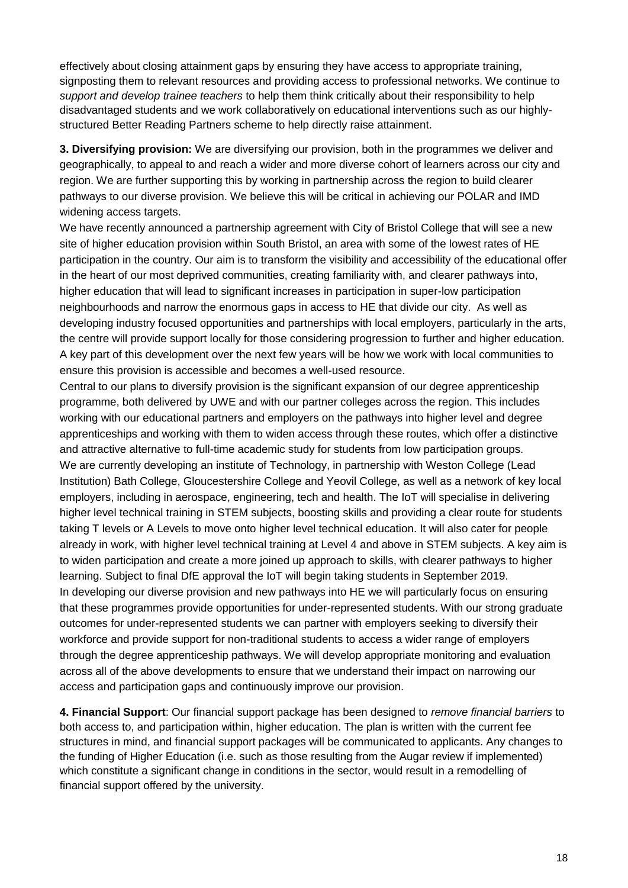effectively about closing attainment gaps by ensuring they have access to appropriate training, signposting them to relevant resources and providing access to professional networks. We continue to *support and develop trainee teachers* to help them think critically about their responsibility to help disadvantaged students and we work collaboratively on educational interventions such as our highly-structured Better Reading Partners scheme to help directly raise attainment.

**3. Diversifying provision:** We are diversifying our provision, both in the programmes we deliver and geographically, to appeal to and reach a wider and more diverse cohort of learners across our city and region. We are further supporting this by working in partnership across the region to build clearer pathways to our diverse provision. We believe this will be critical in achieving our POLAR and IMD widening access targets.

We have recently announced a partnership agreement with City of Bristol College that will see a new site of higher education provision within South Bristol, an area with some of the lowest rates of HE participation in the country. Our aim is to transform the visibility and accessibility of the educational offer in the heart of our most deprived communities, creating familiarity with, and clearer pathways into, higher education that will lead to significant increases in participation in super-low participation neighbourhoods and narrow the enormous gaps in access to HE that divide our city. As well as developing industry focused opportunities and partnerships with local employers, particularly in the arts, the centre will provide support locally for those considering progression to further and higher education. A key part of this development over the next few years will be how we work with local communities to ensure this provision is accessible and becomes a well-used resource.

Central to our plans to diversify provision is the significant expansion of our degree apprenticeship programme, both delivered by UWE and with our partner colleges across the region. This includes working with our educational partners and employers on the pathways into higher level and degree apprenticeships and working with them to widen access through these routes, which offer a distinctive and attractive alternative to full-time academic study for students from low participation groups.

We are currently developing an institute of Technology, in partnership with Weston College (Lead Institution) Bath College, Gloucestershire College and Yeovil College, as well as a network of key local employers, including in aerospace, engineering, tech and health. The IoT will specialise in delivering higher level technical training in STEM subjects, boosting skills and providing a clear route for students taking T levels or A Levels to move onto higher level technical education. It will also cater for people already in work, with higher level technical training at Level 4 and above in STEM subjects. A key aim is to widen participation and create a more joined up approach to skills, with clearer pathways to higher learning. Subject to final DfE approval the IoT will begin taking students in September 2019.

In developing our diverse provision and new pathways into HE we will particularly focus on ensuring that these programmes provide opportunities for under-represented students. With our strong graduate outcomes for under-represented students we can partner with employers seeking to diversify their workforce and provide support for non-traditional students to access a wider range of employers through the degree apprenticeship pathways. We will develop appropriate monitoring and evaluation across all of the above developments to ensure that we understand their impact on narrowing our access and participation gaps and continuously improve our provision.

**4. Financial Support**: Our financial support package has been designed to *remove financial barriers* to both access to, and participation within, higher education. The plan is written with the current fee structures in mind, and financial support packages will be communicated to applicants. Any changes to the funding of Higher Education (i.e. such as those resulting from the Augar review if implemented) which constitute a significant change in conditions in the sector, would result in a remodelling of financial support offered by the university.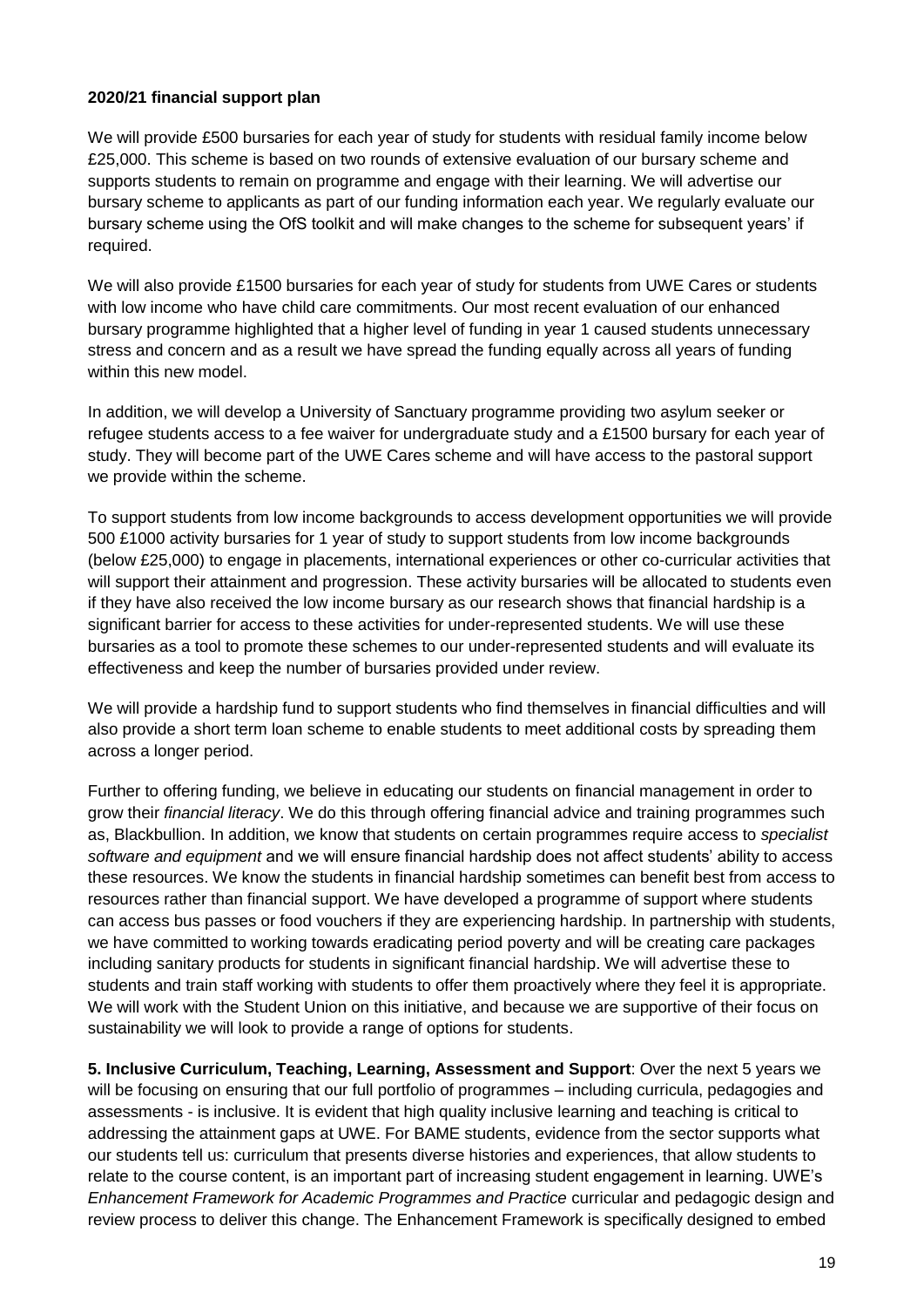**2020/21 financial support plan**

We will provide £500 bursaries for each year of study for students with residual family income below £25,000. This scheme is based on two rounds of extensive evaluation of our bursary scheme and supports students to remain on programme and engage with their learning. We will advertise our bursary scheme to applicants as part of our funding information each year. We regularly evaluate our bursary scheme using the OfS toolkit and will make changes to the scheme for subsequent years' if required.

We will also provide £1500 bursaries for each year of study for students from UWE Cares or students with low income who have child care commitments. Our most recent evaluation of our enhanced bursary programme highlighted that a higher level of funding in year 1 caused students unnecessary stress and concern and as a result we have spread the funding equally across all years of funding within this new model.

In addition, we will develop a University of Sanctuary programme providing two asylum seeker or refugee students access to a fee waiver for undergraduate study and a £1500 bursary for each year of study. They will become part of the UWE Cares scheme and will have access to the pastoral support we provide within the scheme.

To support students from low income backgrounds to access development opportunities we will provide 500 £1000 activity bursaries for 1 year of study to support students from low income backgrounds (below £25,000) to engage in placements, international experiences or other co-curricular activities that will support their attainment and progression. These activity bursaries will be allocated to students even if they have also received the low income bursary as our research shows that financial hardship is a significant barrier for access to these activities for under-represented students. We will use these bursaries as a tool to promote these schemes to our under-represented students and will evaluate its effectiveness and keep the number of bursaries provided under review.

We will provide a hardship fund to support students who find themselves in financial difficulties and will also provide a short term loan scheme to enable students to meet additional costs by spreading them across a longer period.

Further to offering funding, we believe in educating our students on financial management in order to grow their *financial literacy*. We do this through offering financial advice and training programmes such as, Blackbullion. In addition, we know that students on certain programmes require access to *specialist software and equipment* and we will ensure financial hardship does not affect students' ability to access these resources. We know the students in financial hardship sometimes can benefit best from access to resources rather than financial support. We have developed a programme of support where students can access bus passes or food vouchers if they are experiencing hardship. In partnership with students, we have committed to working towards eradicating period poverty and will be creating care packages including sanitary products for students in significant financial hardship. We will advertise these to students and train staff working with students to offer them proactively where they feel it is appropriate. We will work with the Student Union on this initiative, and because we are supportive of their focus on sustainability we will look to provide a range of options for students.

**5. Inclusive Curriculum, Teaching, Learning, Assessment and Support**: Over the next 5 years we will be focusing on ensuring that our full portfolio of programmes – including curricula, pedagogies and assessments - is inclusive. It is evident that high quality inclusive learning and teaching is critical to addressing the attainment gaps at UWE. For BAME students, evidence from the sector supports what our students tell us: curriculum that presents diverse histories and experiences, that allow students to relate to the course content, is an important part of increasing student engagement in learning. UWE's *Enhancement Framework for Academic Programmes and Practice* curricular and pedagogic design and review process to deliver this change. The Enhancement Framework is specifically designed to embed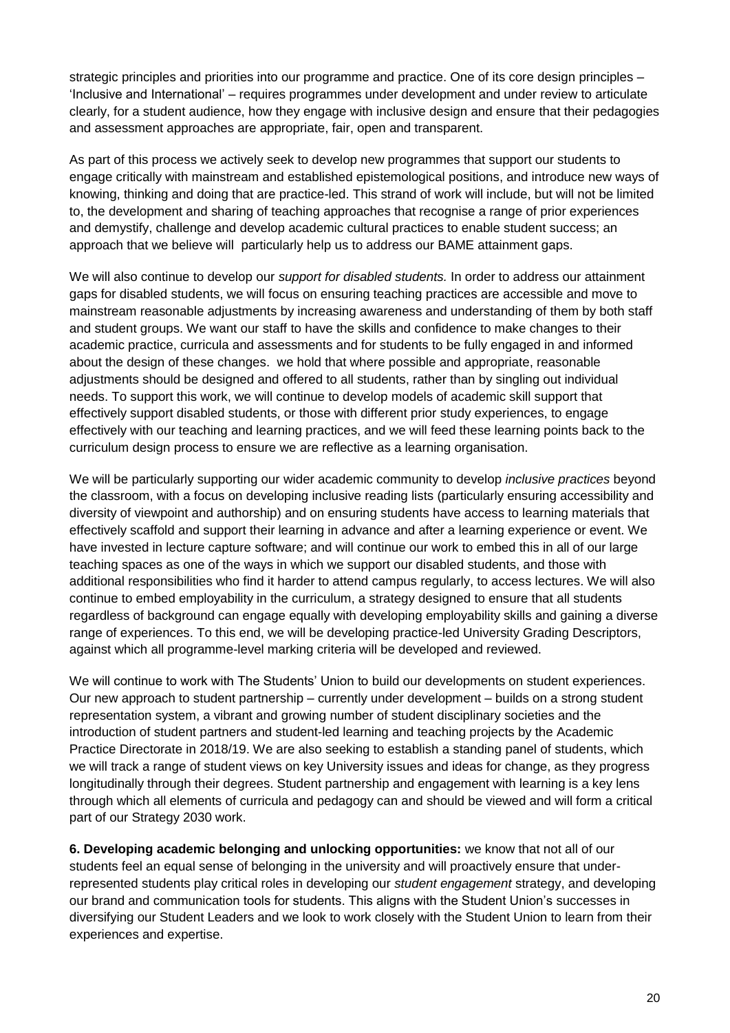strategic principles and priorities into our programme and practice. One of its core design principles – 'Inclusive and International' – requires programmes under development and under review to articulate clearly, for a student audience, how they engage with inclusive design and ensure that their pedagogies and assessment approaches are appropriate, fair, open and transparent.

As part of this process we actively seek to develop new programmes that support our students to engage critically with mainstream and established epistemological positions, and introduce new ways of knowing, thinking and doing that are practice-led. This strand of work will include, but will not be limited to, the development and sharing of teaching approaches that recognise a range of prior experiences and demystify, challenge and develop academic cultural practices to enable student success; an approach that we believe will particularly help us to address our BAME attainment gaps.

We will also continue to develop our *support for disabled students.* In order to address our attainment gaps for disabled students, we will focus on ensuring teaching practices are accessible and move to mainstream reasonable adjustments by increasing awareness and understanding of them by both staff and student groups. We want our staff to have the skills and confidence to make changes to their academic practice, curricula and assessments and for students to be fully engaged in and informed about the design of these changes. we hold that where possible and appropriate, reasonable adjustments should be designed and offered to all students, rather than by singling out individual needs. To support this work, we will continue to develop models of academic skill support that effectively support disabled students, or those with different prior study experiences, to engage effectively with our teaching and learning practices, and we will feed these learning points back to the curriculum design process to ensure we are reflective as a learning organisation.

We will be particularly supporting our wider academic community to develop *inclusive practices* beyond the classroom, with a focus on developing inclusive reading lists (particularly ensuring accessibility and diversity of viewpoint and authorship) and on ensuring students have access to learning materials that effectively scaffold and support their learning in advance and after a learning experience or event. We have invested in lecture capture software; and will continue our work to embed this in all of our large teaching spaces as one of the ways in which we support our disabled students, and those with additional responsibilities who find it harder to attend campus regularly, to access lectures. We will also continue to embed employability in the curriculum, a strategy designed to ensure that all students regardless of background can engage equally with developing employability skills and gaining a diverse range of experiences. To this end, we will be developing practice-led University Grading Descriptors, against which all programme-level marking criteria will be developed and reviewed.

We will continue to work with The Students' Union to build our developments on student experiences. Our new approach to student partnership – currently under development – builds on a strong student representation system, a vibrant and growing number of student disciplinary societies and the introduction of student partners and student-led learning and teaching projects by the Academic Practice Directorate in 2018/19. We are also seeking to establish a standing panel of students, which we will track a range of student views on key University issues and ideas for change, as they progress longitudinally through their degrees. Student partnership and engagement with learning is a key lens through which all elements of curricula and pedagogy can and should be viewed and will form a critical part of our Strategy 2030 work.

**6. Developing academic belonging and unlocking opportunities:** we know that not all of our students feel an equal sense of belonging in the university and will proactively ensure that under-represented students play critical roles in developing our *student engagement* strategy, and developing our brand and communication tools for students. This aligns with the Student Union's successes in diversifying our Student Leaders and we look to work closely with the Student Union to learn from their experiences and expertise.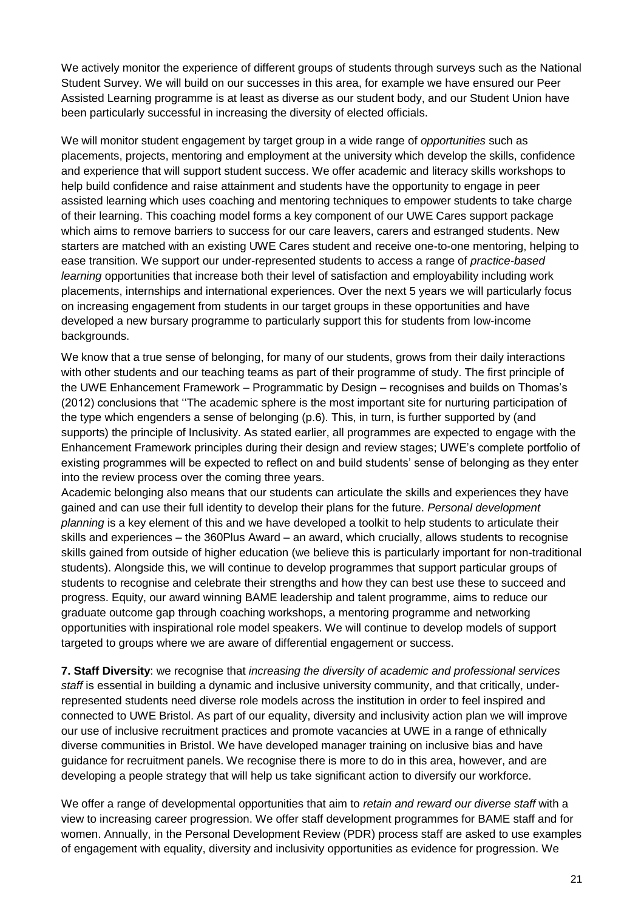We actively monitor the experience of different groups of students through surveys such as the National Student Survey. We will build on our successes in this area, for example we have ensured our Peer Assisted Learning programme is at least as diverse as our student body, and our Student Union have been particularly successful in increasing the diversity of elected officials.

We will monitor student engagement by target group in a wide range of *opportunities* such as placements, projects, mentoring and employment at the university which develop the skills, confidence and experience that will support student success. We offer academic and literacy skills workshops to help build confidence and raise attainment and students have the opportunity to engage in peer assisted learning which uses coaching and mentoring techniques to empower students to take charge of their learning. This coaching model forms a key component of our UWE Cares support package which aims to remove barriers to success for our care leavers, carers and estranged students. New starters are matched with an existing UWE Cares student and receive one-to-one mentoring, helping to ease transition. We support our under-represented students to access a range of *practice-based learning* opportunities that increase both their level of satisfaction and employability including work placements, internships and international experiences. Over the next 5 years we will particularly focus on increasing engagement from students in our target groups in these opportunities and have developed a new bursary programme to particularly support this for students from low-income backgrounds.

We know that a true sense of belonging, for many of our students, grows from their daily interactions with other students and our teaching teams as part of their programme of study. The first principle of the UWE Enhancement Framework – Programmatic by Design – recognises and builds on Thomas's (2012) conclusions that ''The academic sphere is the most important site for nurturing participation of the type which engenders a sense of belonging (p.6). This, in turn, is further supported by (and supports) the principle of Inclusivity. As stated earlier, all programmes are expected to engage with the Enhancement Framework principles during their design and review stages; UWE's complete portfolio of existing programmes will be expected to reflect on and build students' sense of belonging as they enter into the review process over the coming three years.

Academic belonging also means that our students can articulate the skills and experiences they have gained and can use their full identity to develop their plans for the future. *Personal development planning* is a key element of this and we have developed a toolkit to help students to articulate their skills and experiences – the 360Plus Award – an award, which crucially, allows students to recognise skills gained from outside of higher education (we believe this is particularly important for non-traditional students). Alongside this, we will continue to develop programmes that support particular groups of students to recognise and celebrate their strengths and how they can best use these to succeed and progress. Equity, our award winning BAME leadership and talent programme, aims to reduce our graduate outcome gap through coaching workshops, a mentoring programme and networking opportunities with inspirational role model speakers. We will continue to develop models of support targeted to groups where we are aware of differential engagement or success.

**7. Staff Diversity**: we recognise that *increasing the diversity of academic and professional services staff* is essential in building a dynamic and inclusive university community, and that critically, under-represented students need diverse role models across the institution in order to feel inspired and connected to UWE Bristol. As part of our equality, diversity and inclusivity action plan we will improve our use of inclusive recruitment practices and promote vacancies at UWE in a range of ethnically diverse communities in Bristol. We have developed manager training on inclusive bias and have guidance for recruitment panels. We recognise there is more to do in this area, however, and are developing a people strategy that will help us take significant action to diversify our workforce.

We offer a range of developmental opportunities that aim to *retain and reward our diverse staff* with a view to increasing career progression. We offer staff development programmes for BAME staff and for women. Annually, in the Personal Development Review (PDR) process staff are asked to use examples of engagement with equality, diversity and inclusivity opportunities as evidence for progression. We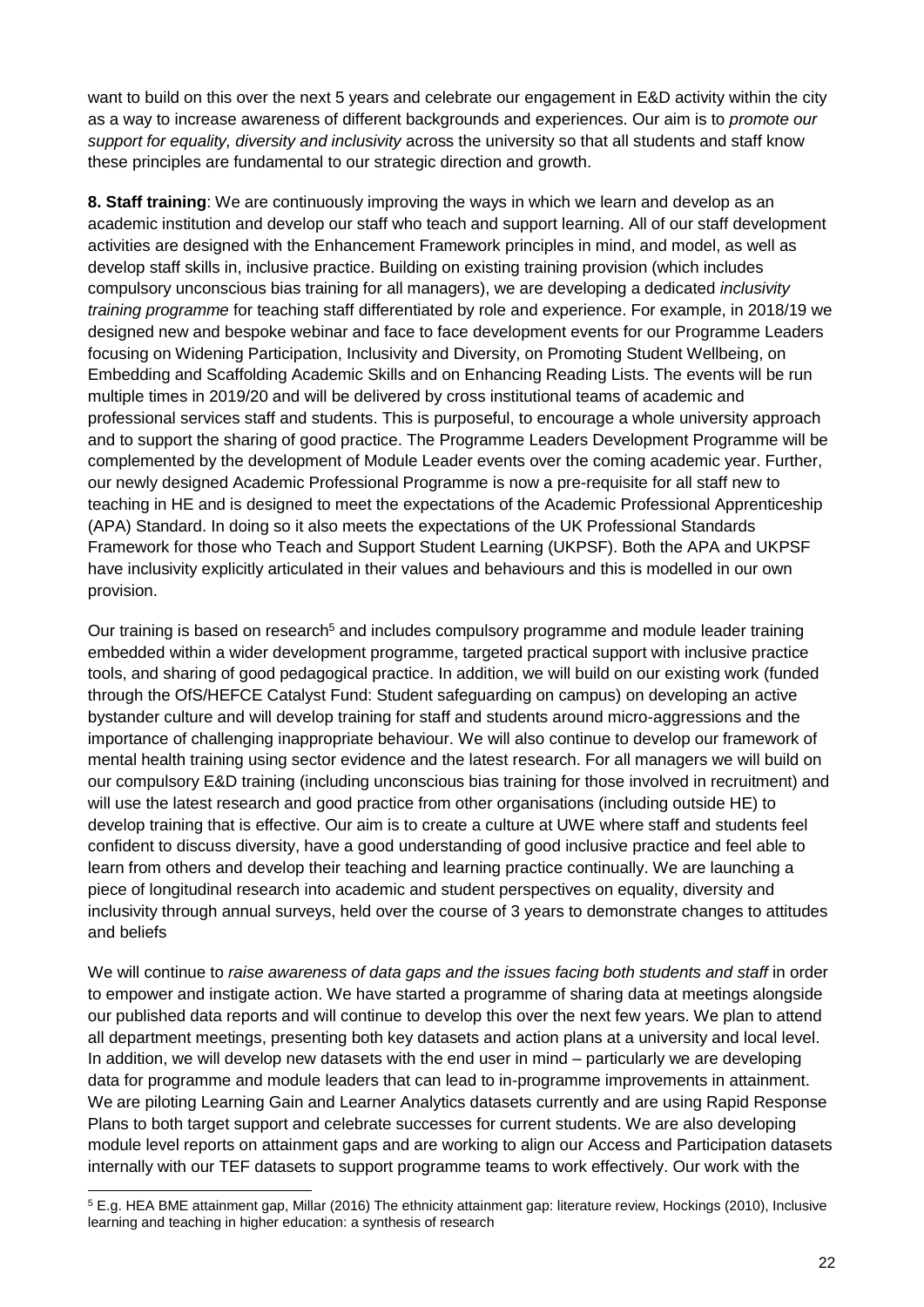want to build on this over the next 5 years and celebrate our engagement in E&D activity within the city as a way to increase awareness of different backgrounds and experiences. Our aim is to *promote our support for equality, diversity and inclusivity* across the university so that all students and staff know these principles are fundamental to our strategic direction and growth.

**8. Staff training**: We are continuously improving the ways in which we learn and develop as an academic institution and develop our staff who teach and support learning. All of our staff development activities are designed with the Enhancement Framework principles in mind, and model, as well as develop staff skills in, inclusive practice. Building on existing training provision (which includes compulsory unconscious bias training for all managers), we are developing a dedicated *inclusivity training programme* for teaching staff differentiated by role and experience. For example, in 2018/19 we designed new and bespoke webinar and face to face development events for our Programme Leaders focusing on Widening Participation, Inclusivity and Diversity, on Promoting Student Wellbeing, on Embedding and Scaffolding Academic Skills and on Enhancing Reading Lists. The events will be run multiple times in 2019/20 and will be delivered by cross institutional teams of academic and professional services staff and students. This is purposeful, to encourage a whole university approach and to support the sharing of good practice. The Programme Leaders Development Programme will be complemented by the development of Module Leader events over the coming academic year. Further, our newly designed Academic Professional Programme is now a pre-requisite for all staff new to teaching in HE and is designed to meet the expectations of the Academic Professional Apprenticeship (APA) Standard. In doing so it also meets the expectations of the UK Professional Standards Framework for those who Teach and Support Student Learning (UKPSF). Both the APA and UKPSF have inclusivity explicitly articulated in their values and behaviours and this is modelled in our own provision.

Our training is based on research[5] and includes compulsory programme and module leader training embedded within a wider development programme, targeted practical support with inclusive practice tools, and sharing of good pedagogical practice. In addition, we will build on our existing work (funded through the OfS/HEFCE Catalyst Fund: Student safeguarding on campus) on developing an active bystander culture and will develop training for staff and students around micro-aggressions and the importance of challenging inappropriate behaviour. We will also continue to develop our framework of mental health training using sector evidence and the latest research. For all managers we will build on our compulsory E&D training (including unconscious bias training for those involved in recruitment) and will use the latest research and good practice from other organisations (including outside HE) to develop training that is effective. Our aim is to create a culture at UWE where staff and students feel confident to discuss diversity, have a good understanding of good inclusive practice and feel able to learn from others and develop their teaching and learning practice continually. We are launching a piece of longitudinal research into academic and student perspectives on equality, diversity and inclusivity through annual surveys, held over the course of 3 years to demonstrate changes to attitudes and beliefs

We will continue to *raise awareness of data gaps and the issues facing both students and staff* in order to empower and instigate action. We have started a programme of sharing data at meetings alongside our published data reports and will continue to develop this over the next few years. We plan to attend all department meetings, presenting both key datasets and action plans at a university and local level. In addition, we will develop new datasets with the end user in mind – particularly we are developing data for programme and module leaders that can lead to in-programme improvements in attainment. We are piloting Learning Gain and Learner Analytics datasets currently and are using Rapid Response Plans to both target support and celebrate successes for current students. We are also developing module level reports on attainment gaps and are working to align our Access and Participation datasets internally with our TEF datasets to support programme teams to work effectively. Our work with the

[5] E.g. HEA BME attainment gap, Millar (2016) The ethnicity attainment gap: literature review, Hockings (2010), Inclusive learning and teaching in higher education: a synthesis of research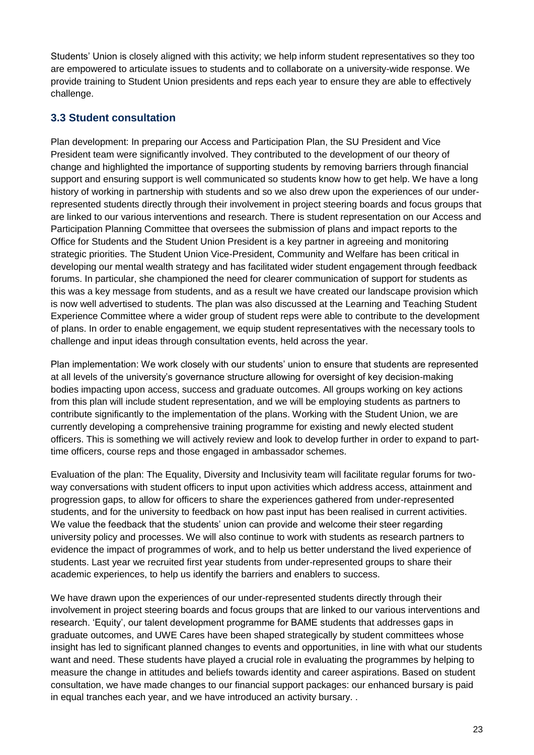Students' Union is closely aligned with this activity; we help inform student representatives so they too are empowered to articulate issues to students and to collaborate on a university-wide response. We provide training to Student Union presidents and reps each year to ensure they are able to effectively challenge.

### 3.3 Student consultation

Plan development: In preparing our Access and Participation Plan, the SU President and Vice President team were significantly involved. They contributed to the development of our theory of change and highlighted the importance of supporting students by removing barriers through financial support and ensuring support is well communicated so students know how to get help. We have a long history of working in partnership with students and so we also drew upon the experiences of our under-represented students directly through their involvement in project steering boards and focus groups that are linked to our various interventions and research. There is student representation on our Access and Participation Planning Committee that oversees the submission of plans and impact reports to the Office for Students and the Student Union President is a key partner in agreeing and monitoring strategic priorities. The Student Union Vice-President, Community and Welfare has been critical in developing our mental wealth strategy and has facilitated wider student engagement through feedback forums. In particular, she championed the need for clearer communication of support for students as this was a key message from students, and as a result we have created our landscape provision which is now well advertised to students. The plan was also discussed at the Learning and Teaching Student Experience Committee where a wider group of student reps were able to contribute to the development of plans. In order to enable engagement, we equip student representatives with the necessary tools to challenge and input ideas through consultation events, held across the year.

Plan implementation: We work closely with our students' union to ensure that students are represented at all levels of the university's governance structure allowing for oversight of key decision-making bodies impacting upon access, success and graduate outcomes. All groups working on key actions from this plan will include student representation, and we will be employing students as partners to contribute significantly to the implementation of the plans. Working with the Student Union, we are currently developing a comprehensive training programme for existing and newly elected student officers. This is something we will actively review and look to develop further in order to expand to part-time officers, course reps and those engaged in ambassador schemes.

Evaluation of the plan: The Equality, Diversity and Inclusivity team will facilitate regular forums for two-way conversations with student officers to input upon activities which address access, attainment and progression gaps, to allow for officers to share the experiences gathered from under-represented students, and for the university to feedback on how past input has been realised in current activities. We value the feedback that the students' union can provide and welcome their steer regarding university policy and processes. We will also continue to work with students as research partners to evidence the impact of programmes of work, and to help us better understand the lived experience of students. Last year we recruited first year students from under-represented groups to share their academic experiences, to help us identify the barriers and enablers to success.

We have drawn upon the experiences of our under-represented students directly through their involvement in project steering boards and focus groups that are linked to our various interventions and research. 'Equity', our talent development programme for BAME students that addresses gaps in graduate outcomes, and UWE Cares have been shaped strategically by student committees whose insight has led to significant planned changes to events and opportunities, in line with what our students want and need. These students have played a crucial role in evaluating the programmes by helping to measure the change in attitudes and beliefs towards identity and career aspirations. Based on student consultation, we have made changes to our financial support packages: our enhanced bursary is paid in equal tranches each year, and we have introduced an activity bursary. .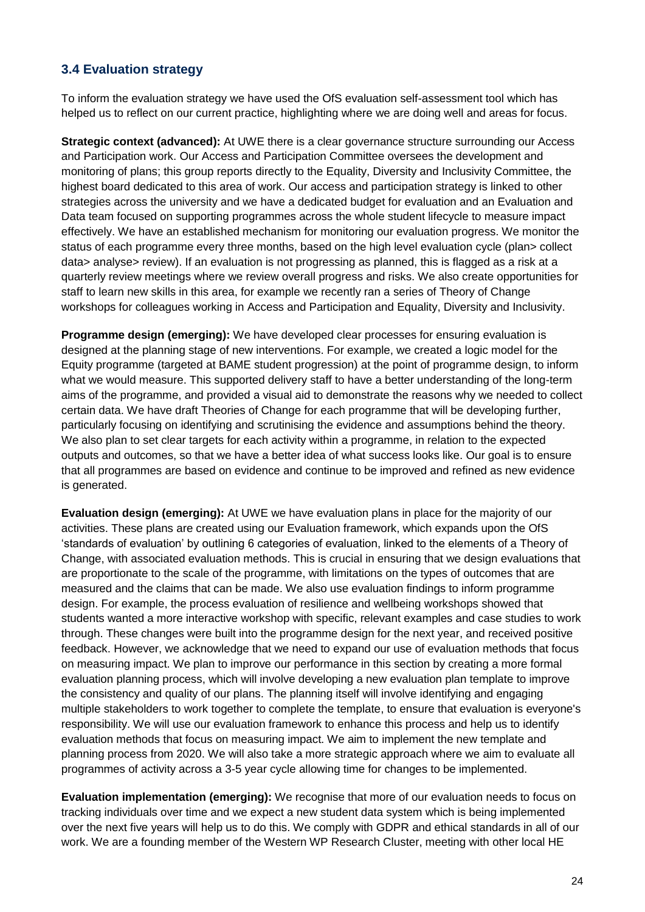## 3.4 Evaluation strategy

To inform the evaluation strategy we have used the OfS evaluation self-assessment tool which has helped us to reflect on our current practice, highlighting where we are doing well and areas for focus.

**Strategic context (advanced):** At UWE there is a clear governance structure surrounding our Access and Participation work. Our Access and Participation Committee oversees the development and monitoring of plans; this group reports directly to the Equality, Diversity and Inclusivity Committee, the highest board dedicated to this area of work. Our access and participation strategy is linked to other strategies across the university and we have a dedicated budget for evaluation and an Evaluation and Data team focused on supporting programmes across the whole student lifecycle to measure impact effectively. We have an established mechanism for monitoring our evaluation progress. We monitor the status of each programme every three months, based on the high level evaluation cycle (plan> collect data> analyse> review). If an evaluation is not progressing as planned, this is flagged as a risk at a quarterly review meetings where we review overall progress and risks. We also create opportunities for staff to learn new skills in this area, for example we recently ran a series of Theory of Change workshops for colleagues working in Access and Participation and Equality, Diversity and Inclusivity.

**Programme design (emerging):** We have developed clear processes for ensuring evaluation is designed at the planning stage of new interventions. For example, we created a logic model for the Equity programme (targeted at BAME student progression) at the point of programme design, to inform what we would measure. This supported delivery staff to have a better understanding of the long-term aims of the programme, and provided a visual aid to demonstrate the reasons why we needed to collect certain data. We have draft Theories of Change for each programme that will be developing further, particularly focusing on identifying and scrutinising the evidence and assumptions behind the theory. We also plan to set clear targets for each activity within a programme, in relation to the expected outputs and outcomes, so that we have a better idea of what success looks like. Our goal is to ensure that all programmes are based on evidence and continue to be improved and refined as new evidence is generated.

**Evaluation design (emerging):** At UWE we have evaluation plans in place for the majority of our activities. These plans are created using our Evaluation framework, which expands upon the OfS 'standards of evaluation' by outlining 6 categories of evaluation, linked to the elements of a Theory of Change, with associated evaluation methods. This is crucial in ensuring that we design evaluations that are proportionate to the scale of the programme, with limitations on the types of outcomes that are measured and the claims that can be made. We also use evaluation findings to inform programme design. For example, the process evaluation of resilience and wellbeing workshops showed that students wanted a more interactive workshop with specific, relevant examples and case studies to work through. These changes were built into the programme design for the next year, and received positive feedback. However, we acknowledge that we need to expand our use of evaluation methods that focus on measuring impact. We plan to improve our performance in this section by creating a more formal evaluation planning process, which will involve developing a new evaluation plan template to improve the consistency and quality of our plans. The planning itself will involve identifying and engaging multiple stakeholders to work together to complete the template, to ensure that evaluation is everyone's responsibility. We will use our evaluation framework to enhance this process and help us to identify evaluation methods that focus on measuring impact. We aim to implement the new template and planning process from 2020. We will also take a more strategic approach where we aim to evaluate all programmes of activity across a 3-5 year cycle allowing time for changes to be implemented.

**Evaluation implementation (emerging):** We recognise that more of our evaluation needs to focus on tracking individuals over time and we expect a new student data system which is being implemented over the next five years will help us to do this. We comply with GDPR and ethical standards in all of our work. We are a founding member of the Western WP Research Cluster, meeting with other local HE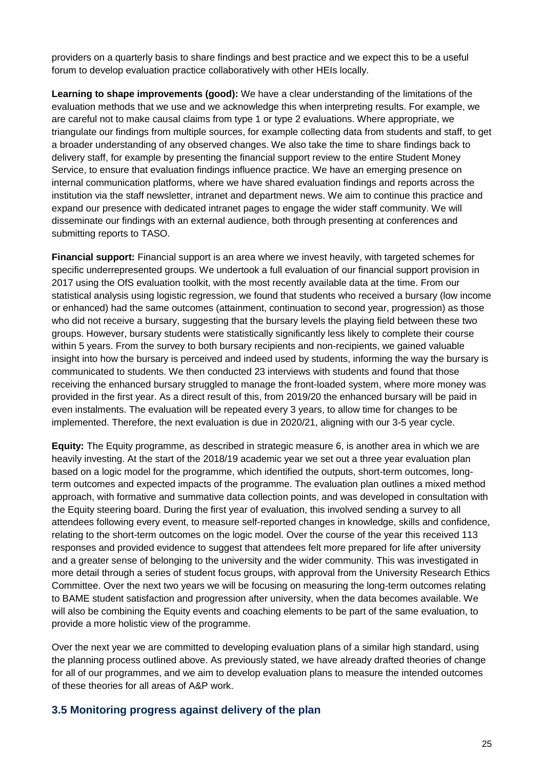providers on a quarterly basis to share findings and best practice and we expect this to be a useful forum to develop evaluation practice collaboratively with other HEIs locally.

**Learning to shape improvements (good):** We have a clear understanding of the limitations of the evaluation methods that we use and we acknowledge this when interpreting results. For example, we are careful not to make causal claims from type 1 or type 2 evaluations. Where appropriate, we triangulate our findings from multiple sources, for example collecting data from students and staff, to get a broader understanding of any observed changes. We also take the time to share findings back to delivery staff, for example by presenting the financial support review to the entire Student Money Service, to ensure that evaluation findings influence practice. We have an emerging presence on internal communication platforms, where we have shared evaluation findings and reports across the institution via the staff newsletter, intranet and department news. We aim to continue this practice and expand our presence with dedicated intranet pages to engage the wider staff community. We will disseminate our findings with an external audience, both through presenting at conferences and submitting reports to TASO.

**Financial support:** Financial support is an area where we invest heavily, with targeted schemes for specific underrepresented groups. We undertook a full evaluation of our financial support provision in 2017 using the OfS evaluation toolkit, with the most recently available data at the time. From our statistical analysis using logistic regression, we found that students who received a bursary (low income or enhanced) had the same outcomes (attainment, continuation to second year, progression) as those who did not receive a bursary, suggesting that the bursary levels the playing field between these two groups. However, bursary students were statistically significantly less likely to complete their course within 5 years. From the survey to both bursary recipients and non-recipients, we gained valuable insight into how the bursary is perceived and indeed used by students, informing the way the bursary is communicated to students. We then conducted 23 interviews with students and found that those receiving the enhanced bursary struggled to manage the front-loaded system, where more money was provided in the first year. As a direct result of this, from 2019/20 the enhanced bursary will be paid in even instalments. The evaluation will be repeated every 3 years, to allow time for changes to be implemented. Therefore, the next evaluation is due in 2020/21, aligning with our 3-5 year cycle.

**Equity:** The Equity programme, as described in strategic measure 6, is another area in which we are heavily investing. At the start of the 2018/19 academic year we set out a three year evaluation plan based on a logic model for the programme, which identified the outputs, short-term outcomes, long-term outcomes and expected impacts of the programme. The evaluation plan outlines a mixed method approach, with formative and summative data collection points, and was developed in consultation with the Equity steering board. During the first year of evaluation, this involved sending a survey to all attendees following every event, to measure self-reported changes in knowledge, skills and confidence, relating to the short-term outcomes on the logic model. Over the course of the year this received 113 responses and provided evidence to suggest that attendees felt more prepared for life after university and a greater sense of belonging to the university and the wider community. This was investigated in more detail through a series of student focus groups, with approval from the University Research Ethics Committee. Over the next two years we will be focusing on measuring the long-term outcomes relating to BAME student satisfaction and progression after university, when the data becomes available. We will also be combining the Equity events and coaching elements to be part of the same evaluation, to provide a more holistic view of the programme.

Over the next year we are committed to developing evaluation plans of a similar high standard, using the planning process outlined above. As previously stated, we have already drafted theories of change for all of our programmes, and we aim to develop evaluation plans to measure the intended outcomes of these theories for all areas of A&P work.

### 3.5 Monitoring progress against delivery of the plan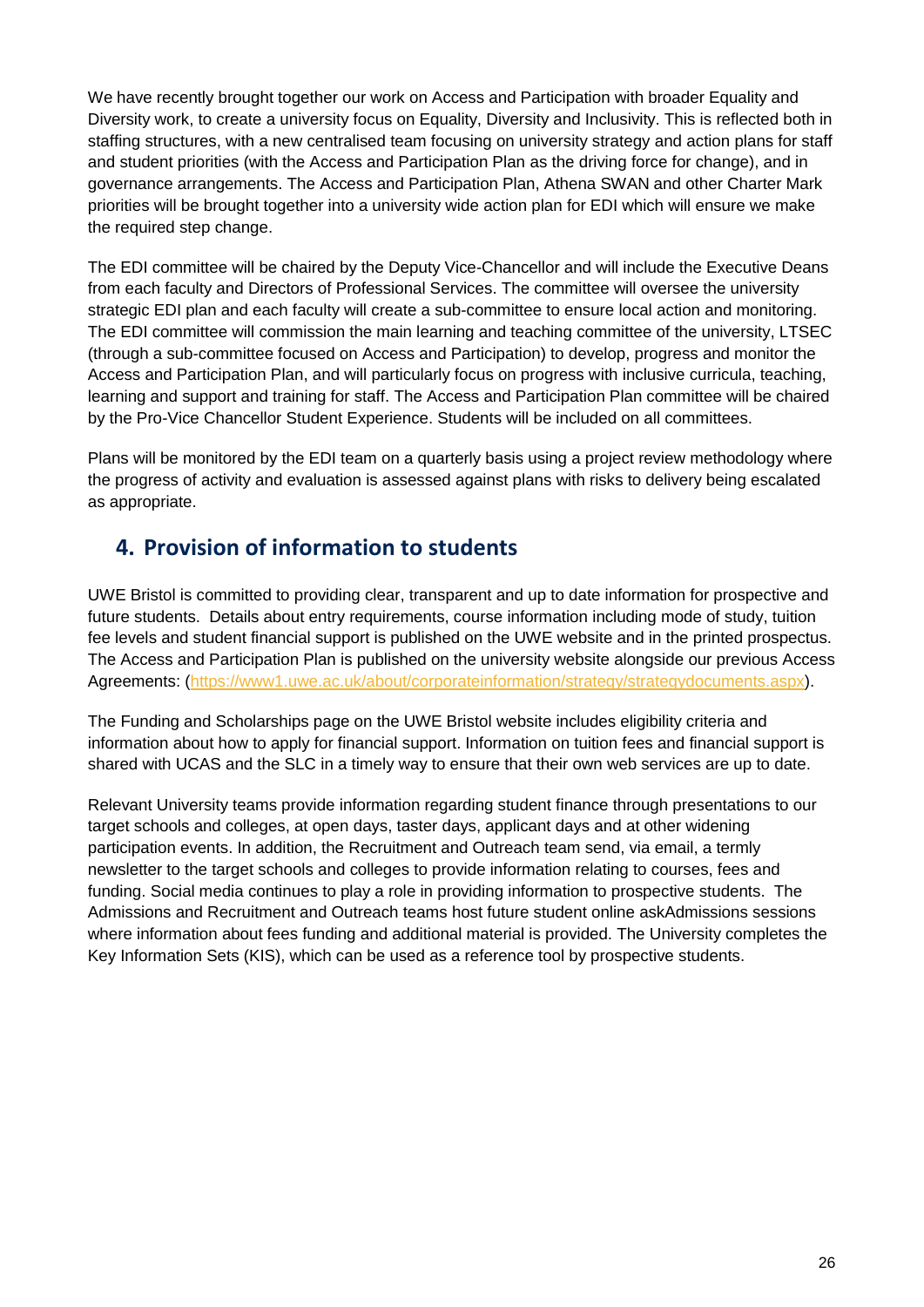We have recently brought together our work on Access and Participation with broader Equality and Diversity work, to create a university focus on Equality, Diversity and Inclusivity. This is reflected both in staffing structures, with a new centralised team focusing on university strategy and action plans for staff and student priorities (with the Access and Participation Plan as the driving force for change), and in governance arrangements. The Access and Participation Plan, Athena SWAN and other Charter Mark priorities will be brought together into a university wide action plan for EDI which will ensure we make the required step change.

The EDI committee will be chaired by the Deputy Vice-Chancellor and will include the Executive Deans from each faculty and Directors of Professional Services. The committee will oversee the university strategic EDI plan and each faculty will create a sub-committee to ensure local action and monitoring. The EDI committee will commission the main learning and teaching committee of the university, LTSEC (through a sub-committee focused on Access and Participation) to develop, progress and monitor the Access and Participation Plan, and will particularly focus on progress with inclusive curricula, teaching, learning and support and training for staff. The Access and Participation Plan committee will be chaired by the Pro-Vice Chancellor Student Experience. Students will be included on all committees.

Plans will be monitored by the EDI team on a quarterly basis using a project review methodology where the progress of activity and evaluation is assessed against plans with risks to delivery being escalated as appropriate.

## 4. Provision of information to students

UWE Bristol is committed to providing clear, transparent and up to date information for prospective and future students. Details about entry requirements, course information including mode of study, tuition fee levels and student financial support is published on the UWE website and in the printed prospectus. The Access and Participation Plan is published on the university website alongside our previous Access Agreements: (https://www1.uwe.ac.uk/about/corporateinformation/strategy/strategydocuments.aspx).

The Funding and Scholarships page on the UWE Bristol website includes eligibility criteria and information about how to apply for financial support. Information on tuition fees and financial support is shared with UCAS and the SLC in a timely way to ensure that their own web services are up to date.

Relevant University teams provide information regarding student finance through presentations to our target schools and colleges, at open days, taster days, applicant days and at other widening participation events. In addition, the Recruitment and Outreach team send, via email, a termly newsletter to the target schools and colleges to provide information relating to courses, fees and funding. Social media continues to play a role in providing information to prospective students. The Admissions and Recruitment and Outreach teams host future student online askAdmissions sessions where information about fees funding and additional material is provided. The University completes the Key Information Sets (KIS), which can be used as a reference tool by prospective students.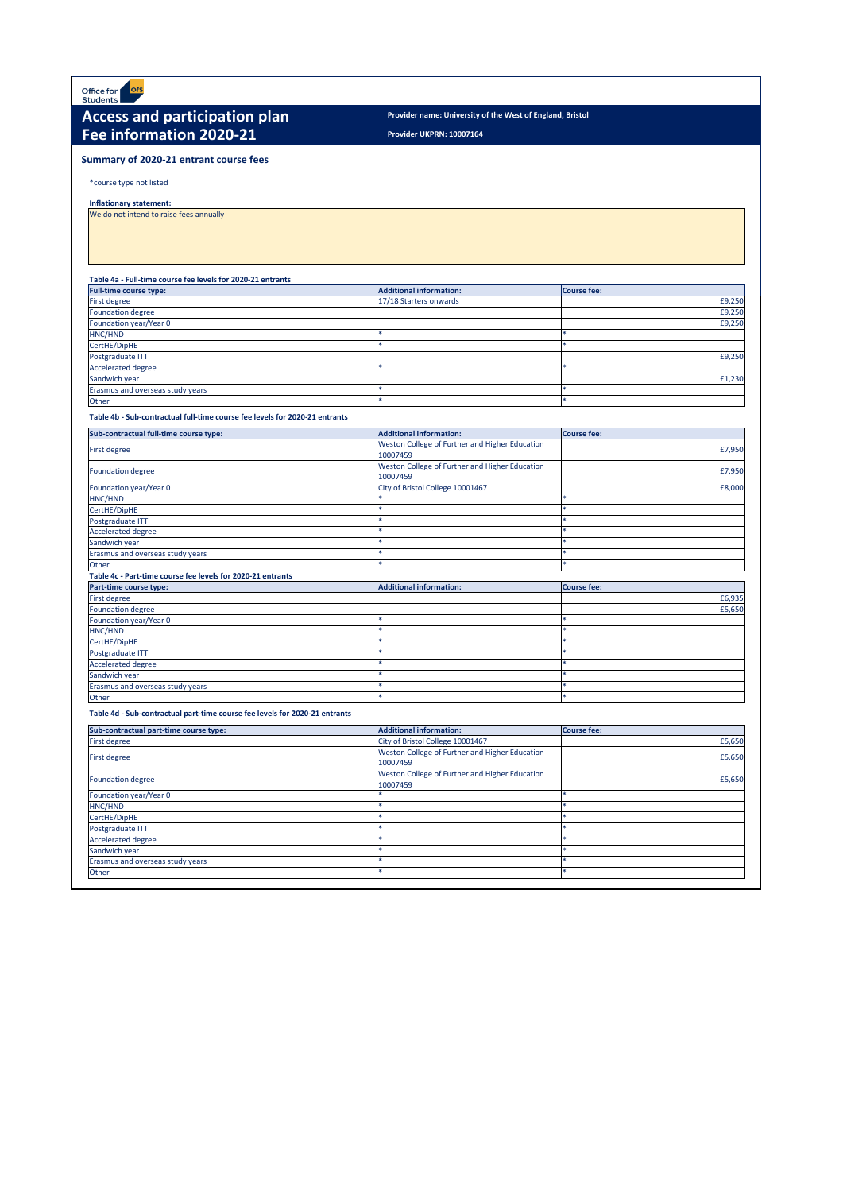Office for Students

# Access and participation plan
# Fee information 2020-21

**Provider name: University of the West of England, Bristol**

**Provider UKPRN: 10007164**

## Summary of 2020-21 entrant course fees

*course type not listed

**Inflationary statement:**

We do not intend to raise fees annually

**Table 4a - Full-time course fee levels for 2020-21 entrants**

| Full-time course type: | Additional information: | Course fee: |
|---|---|---|
| First degree | 17/18 Starters onwards | £9,250 |
| Foundation degree | | £9,250 |
| Foundation year/Year 0 | | £9,250 |
| HNC/HND | * | * |
| CertHE/DipHE | * | * |
| Postgraduate ITT | | £9,250 |
| Accelerated degree | * | * |
| Sandwich year | | £1,230 |
| Erasmus and overseas study years | * | * |
| Other | * | * |

**Table 4b - Sub-contractual full-time course fee levels for 2020-21 entrants**

| Sub-contractual full-time course type: | Additional information: | Course fee: |
|---|---|---|
| First degree | Weston College of Further and Higher Education 10007459 | £7,950 |
| Foundation degree | Weston College of Further and Higher Education 10007459 | £7,950 |
| Foundation year/Year 0 | City of Bristol College 10001467 | £8,000 |
| HNC/HND | * | * |
| CertHE/DipHE | * | * |
| Postgraduate ITT | * | * |
| Accelerated degree | * | * |
| Sandwich year | * | * |
| Erasmus and overseas study years | * | * |
| Other | * | * |

**Table 4c - Part-time course fee levels for 2020-21 entrants**

| Part-time course type: | Additional information: | Course fee: |
|---|---|---|
| First degree | | £6,935 |
| Foundation degree | | £5,650 |
| Foundation year/Year 0 | * | * |
| HNC/HND | * | * |
| CertHE/DipHE | * | * |
| Postgraduate ITT | * | * |
| Accelerated degree | * | * |
| Sandwich year | * | * |
| Erasmus and overseas study years | * | * |
| Other | * | * |

**Table 4d - Sub-contractual part-time course fee levels for 2020-21 entrants**

| Sub-contractual part-time course type: | Additional information: | Course fee: |
|---|---|---|
| First degree | City of Bristol College 10001467 | £5,650 |
| First degree | Weston College of Further and Higher Education 10007459 | £5,650 |
| Foundation degree | Weston College of Further and Higher Education 10007459 | £5,650 |
| Foundation year/Year 0 | * | * |
| HNC/HND | * | * |
| CertHE/DipHE | * | * |
| Postgraduate ITT | * | * |
| Accelerated degree | * | * |
| Sandwich year | * | * |
| Erasmus and overseas study years | * | * |
| Other | * | * |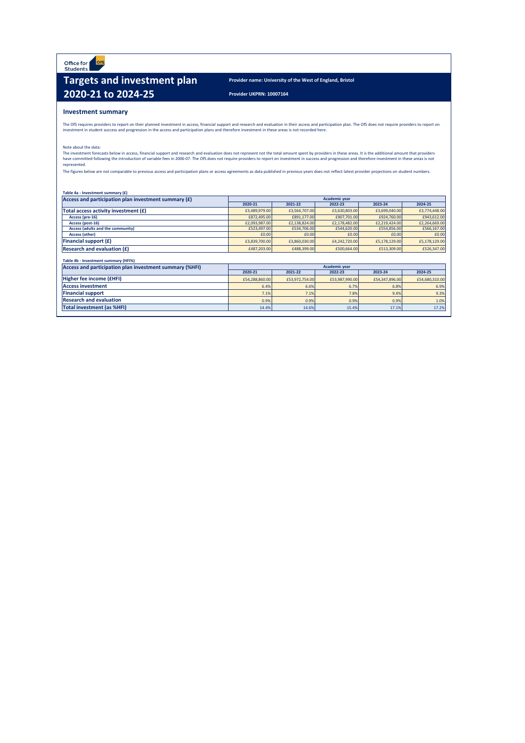Office for Students

# Targets and investment plan 2020-21 to 2024-25

**Provider name: University of the West of England, Bristol**

**Provider UKPRN: 10007164**

## Investment summary

The OfS requires providers to report on their planned investment in access, financial support and research and evaluation in their access and participation plan. The OfS does not require providers to report on investment in student success and progression in the access and participation plans and therefore investment in these areas is not recorded here.

Note about the data:
The investment forecasts below in access, financial support and research and evaluation does not represent not the total amount spent by providers in these areas. It is the additional amount that providers have committed following the introduction of variable fees in 2006-07. The OfS does not require providers to report on investment in success and progression and therefore investment in these areas is not represented.

The figures below are not comparable to previous access and participation plans or access agreements as data published in previous years does not reflect latest provider projections on student numbers.

**Table 4a - Investment summary (£)**

| Access and participation plan investment summary (£) | Academic year | | | | |
|---|---|---|---|---|---|
| | 2020-21 | 2021-22 | 2022-23 | 2023-24 | 2024-25 |
| **Total access activity investment (£)** | £3,489,979.00 | £3,564,707.00 | £3,630,803.00 | £3,699,040.00 | £3,774,448.00 |
| Access (pre-16) | £872,495.00 | £891,177.00 | £907,701.00 | £924,760.00 | £943,612.00 |
| Access (post-16) | £2,093,987.00 | £2,138,824.00 | £2,178,482.00 | £2,219,424.00 | £2,264,669.00 |
| Access (adults and the community) | £523,497.00 | £534,706.00 | £544,620.00 | £554,856.00 | £566,167.00 |
| Access (other) | £0.00 | £0.00 | £0.00 | £0.00 | £0.00 |
| **Financial support (£)** | £3,839,700.00 | £3,860,030.00 | £4,242,720.00 | £5,178,129.00 | £5,178,129.00 |
| **Research and evaluation (£)** | £487,203.00 | £488,399.00 | £500,664.00 | £513,309.00 | £526,347.00 |

**Table 4b - Investment summary (HFI%)**

| Access and participation plan investment summary (%HFI) | Academic year | | | | |
|---|---|---|---|---|---|
| | 2020-21 | 2021-22 | 2022-23 | 2023-24 | 2024-25 |
| **Higher fee income (£HFI)** | £54,288,860.00 | £53,972,754.00 | £53,987,990.00 | £54,347,896.00 | £54,680,310.00 |
| **Access investment** | 6.4% | 6.6% | 6.7% | 6.8% | 6.9% |
| **Financial support** | 7.1% | 7.1% | 7.8% | 9.4% | 9.3% |
| **Research and evaluation** | 0.9% | 0.9% | 0.9% | 0.9% | 1.0% |
| **Total investment (as %HFI)** | 14.4% | 14.6% | 15.4% | 17.1% | 17.2% |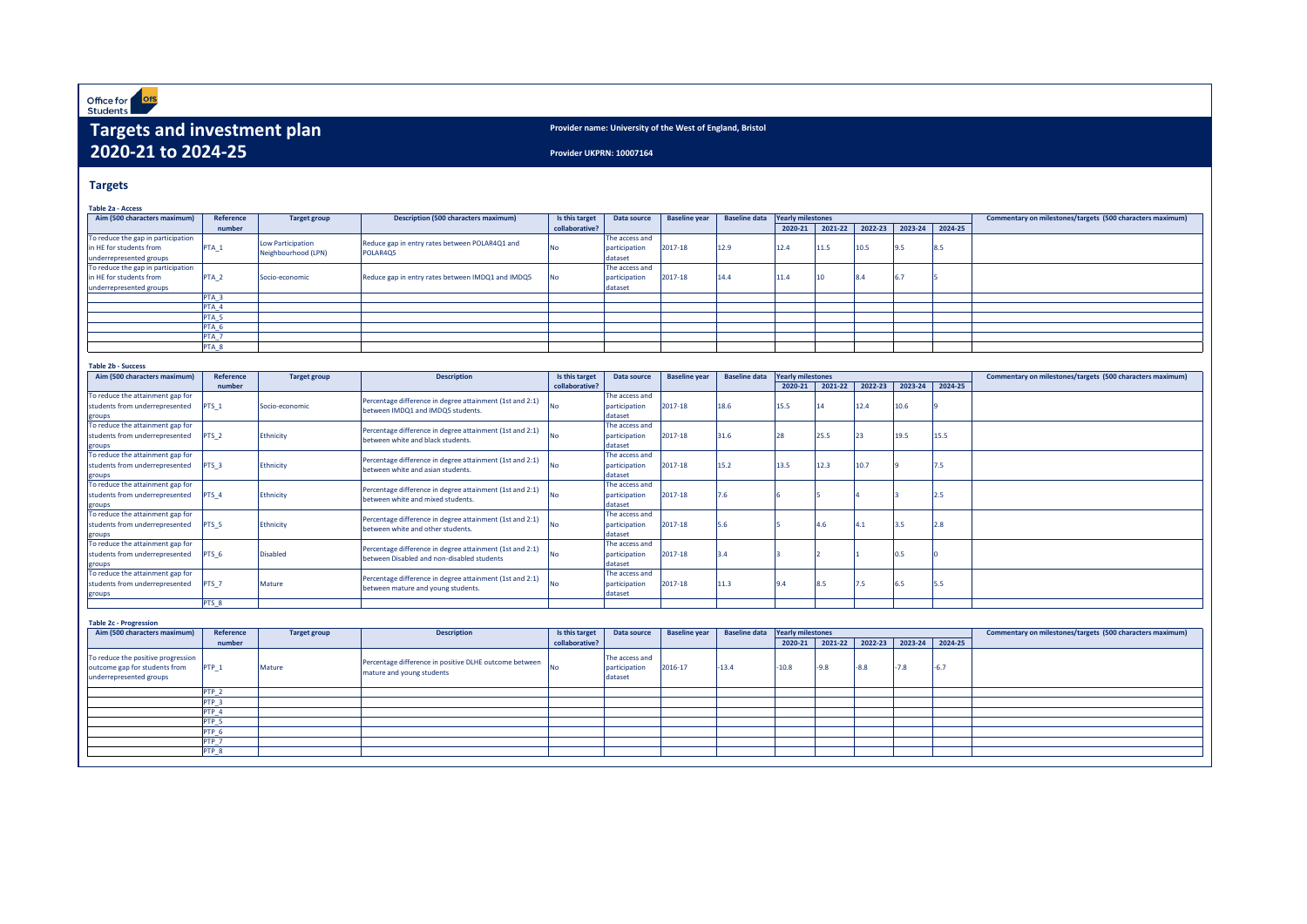Office for Students

# Targets and investment plan 2020-21 to 2024-25

**Provider name: University of the West of England, Bristol**

**Provider UKPRN: 10007164**

## Targets

**Table 2a - Access**

| Aim (500 characters maximum) | Reference number | Target group | Description (500 characters maximum) | Is this target collaborative? | Data source | Baseline year | Baseline data | Yearly milestones | | | | | Commentary on milestones/targets (500 characters maximum) |
|---|---|---|---|---|---|---|---|---|---|---|---|---|---|
| | | | | | | | | 2020-21 | 2021-22 | 2022-23 | 2023-24 | 2024-25 | |
| To reduce the gap in participation in HE for students from underrepresented groups | PTA_1 | Low Participation Neighbourhood (LPN) | Reduce gap in entry rates between POLAR4Q1 and POLAR4Q5 | No | The access and participation dataset | 2017-18 | 12.9 | 12.4 | 11.5 | 10.5 | 9.5 | 8.5 | |
| To reduce the gap in participation in HE for students from underrepresented groups | PTA_2 | Socio-economic | Reduce gap in entry rates between IMDQ1 and IMDQ5 | No | The access and participation dataset | 2017-18 | 14.4 | 11.4 | 10 | 8.4 | 6.7 | 5 | |
| | PTA_3 | | | | | | | | | | | | |
| | PTA_4 | | | | | | | | | | | | |
| | PTA_5 | | | | | | | | | | | | |
| | PTA_6 | | | | | | | | | | | | |
| | PTA_7 | | | | | | | | | | | | |
| | PTA_8 | | | | | | | | | | | | |

**Table 2b - Success**

| Aim (500 characters maximum) | Reference number | Target group | Description | Is this target collaborative? | Data source | Baseline year | Baseline data | Yearly milestones | | | | | Commentary on milestones/targets (500 characters maximum) |
|---|---|---|---|---|---|---|---|---|---|---|---|---|---|
| | | | | | | | | 2020-21 | 2021-22 | 2022-23 | 2023-24 | 2024-25 | |
| To reduce the attainment gap for students from underrepresented groups | PTS_1 | Socio-economic | Percentage difference in degree attainment (1st and 2:1) between IMDQ1 and IMDQ5 students. | No | The access and participation dataset | 2017-18 | 18.6 | 15.5 | 14 | 12.4 | 10.6 | 9 | |
| To reduce the attainment gap for students from underrepresented groups | PTS_2 | Ethnicity | Percentage difference in degree attainment (1st and 2:1) between white and black students. | No | The access and participation dataset | 2017-18 | 31.6 | 28 | 25.5 | 23 | 19.5 | 15.5 | |
| To reduce the attainment gap for students from underrepresented groups | PTS_3 | Ethnicity | Percentage difference in degree attainment (1st and 2:1) between white and asian students. | No | The access and participation dataset | 2017-18 | 15.2 | 13.5 | 12.3 | 10.7 | 9 | 7.5 | |
| To reduce the attainment gap for students from underrepresented groups | PTS_4 | Ethnicity | Percentage difference in degree attainment (1st and 2:1) between white and mixed students. | No | The access and participation dataset | 2017-18 | 7.6 | 6 | 5 | 4 | 3 | 2.5 | |
| To reduce the attainment gap for students from underrepresented groups | PTS_5 | Ethnicity | Percentage difference in degree attainment (1st and 2:1) between white and other students. | No | The access and participation dataset | 2017-18 | 5.6 | 5 | 4.6 | 4.1 | 3.5 | 2.8 | |
| To reduce the attainment gap for students from underrepresented groups | PTS_6 | Disabled | Percentage difference in degree attainment (1st and 2:1) between Disabled and non-disabled students | No | The access and participation dataset | 2017-18 | 3.4 | 3 | 2 | 1 | 0.5 | 0 | |
| To reduce the attainment gap for students from underrepresented groups | PTS_7 | Mature | Percentage difference in degree attainment (1st and 2:1) between mature and young students. | No | The access and participation dataset | 2017-18 | 11.3 | 9.4 | 8.5 | 7.5 | 6.5 | 5.5 | |
| | PTS_8 | | | | | | | | | | | | |

**Table 2c - Progression**

| Aim (500 characters maximum) | Reference number | Target group | Description | Is this target collaborative? | Data source | Baseline year | Baseline data | Yearly milestones | | | | | Commentary on milestones/targets (500 characters maximum) |
|---|---|---|---|---|---|---|---|---|---|---|---|---|---|
| | | | | | | | | 2020-21 | 2021-22 | 2022-23 | 2023-24 | 2024-25 | |
| To reduce the positive progression outcome gap for students from underrepresented groups | PTP_1 | Mature | Percentage difference in positive DLHE outcome between mature and young students | No | The access and participation dataset | 2016-17 | -13.4 | -10.8 | -9.8 | -8.8 | -7.8 | -6.7 | |
| | PTP_2 | | | | | | | | | | | | |
| | PTP_3 | | | | | | | | | | | | |
| | PTP_4 | | | | | | | | | | | | |
| | PTP_5 | | | | | | | | | | | | |
| | PTP_6 | | | | | | | | | | | | |
| | PTP_7 | | | | | | | | | | | | |
| | PTP_8 | | | | | | | | | | | | |